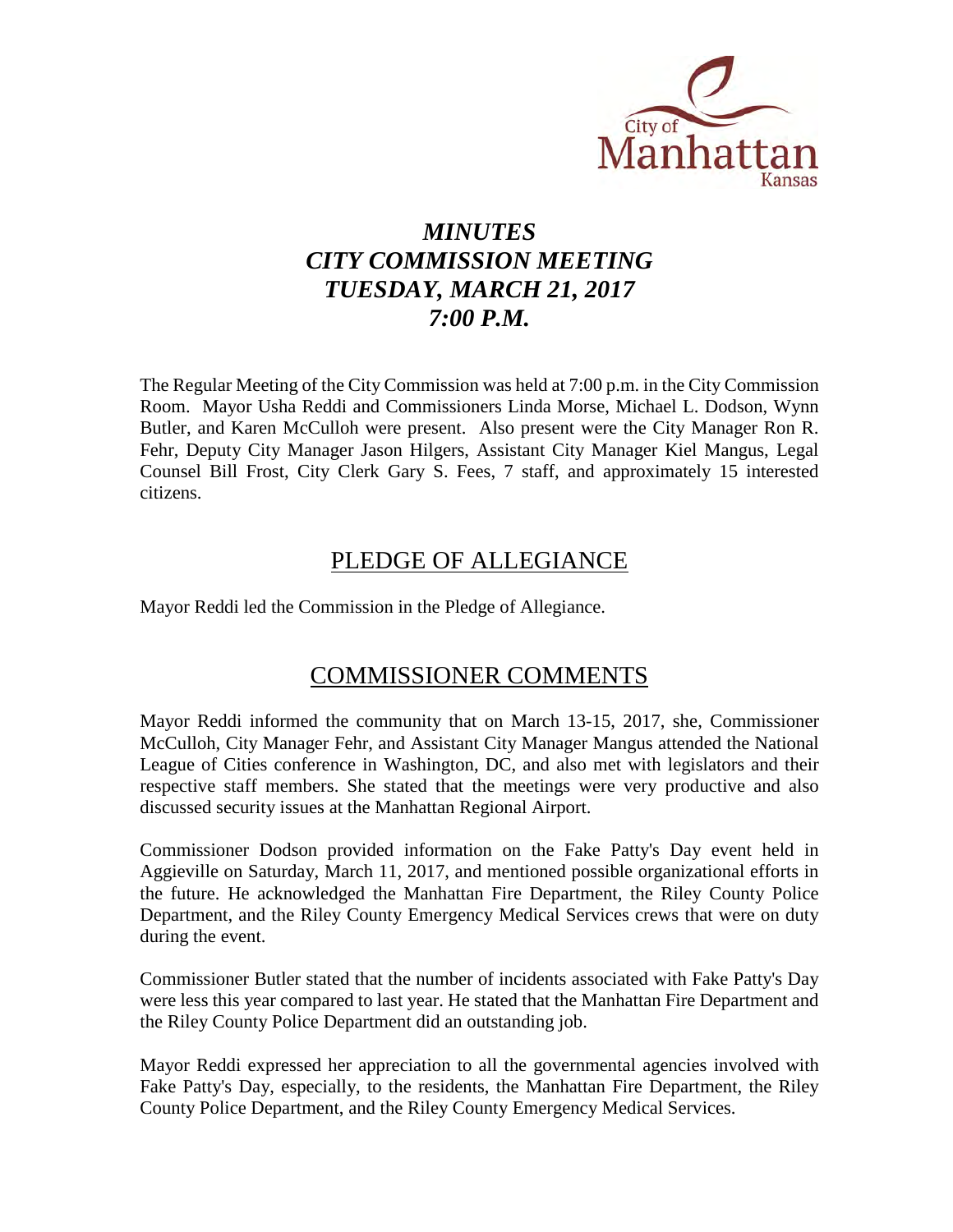# *MINUTES*
# *CITY COMMISSION MEETING*
# *TUESDAY, MARCH 21, 2017*
# *7:00 P.M.*

The Regular Meeting of the City Commission was held at 7:00 p.m. in the City Commission Room. Mayor Usha Reddi and Commissioners Linda Morse, Michael L. Dodson, Wynn Butler, and Karen McCulloh were present. Also present were the City Manager Ron R. Fehr, Deputy City Manager Jason Hilgers, Assistant City Manager Kiel Mangus, Legal Counsel Bill Frost, City Clerk Gary S. Fees, 7 staff, and approximately 15 interested citizens.

## PLEDGE OF ALLEGIANCE

Mayor Reddi led the Commission in the Pledge of Allegiance.

## COMMISSIONER COMMENTS

Mayor Reddi informed the community that on March 13-15, 2017, she, Commissioner McCulloh, City Manager Fehr, and Assistant City Manager Mangus attended the National League of Cities conference in Washington, DC, and also met with legislators and their respective staff members. She stated that the meetings were very productive and also discussed security issues at the Manhattan Regional Airport.

Commissioner Dodson provided information on the Fake Patty's Day event held in Aggieville on Saturday, March 11, 2017, and mentioned possible organizational efforts in the future. He acknowledged the Manhattan Fire Department, the Riley County Police Department, and the Riley County Emergency Medical Services crews that were on duty during the event.

Commissioner Butler stated that the number of incidents associated with Fake Patty's Day were less this year compared to last year. He stated that the Manhattan Fire Department and the Riley County Police Department did an outstanding job.

Mayor Reddi expressed her appreciation to all the governmental agencies involved with Fake Patty's Day, especially, to the residents, the Manhattan Fire Department, the Riley County Police Department, and the Riley County Emergency Medical Services.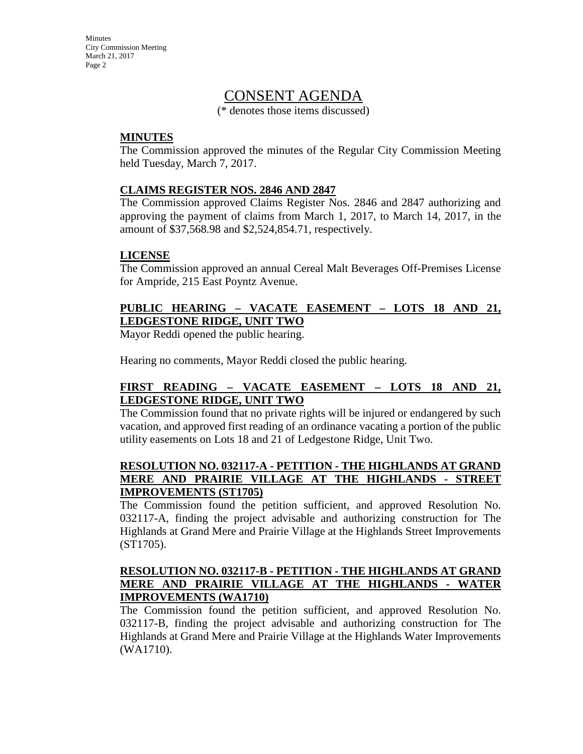# CONSENT AGENDA

(* denotes those items discussed)

**MINUTES**

The Commission approved the minutes of the Regular City Commission Meeting held Tuesday, March 7, 2017.

**CLAIMS REGISTER NOS. 2846 AND 2847**

The Commission approved Claims Register Nos. 2846 and 2847 authorizing and approving the payment of claims from March 1, 2017, to March 14, 2017, in the amount of $37,568.98 and $2,524,854.71, respectively.

**LICENSE**

The Commission approved an annual Cereal Malt Beverages Off-Premises License for Ampride, 215 East Poyntz Avenue.

**PUBLIC HEARING – VACATE EASEMENT – LOTS 18 AND 21, LEDGESTONE RIDGE, UNIT TWO**

Mayor Reddi opened the public hearing.

Hearing no comments, Mayor Reddi closed the public hearing.

**FIRST READING – VACATE EASEMENT – LOTS 18 AND 21, LEDGESTONE RIDGE, UNIT TWO**

The Commission found that no private rights will be injured or endangered by such vacation, and approved first reading of an ordinance vacating a portion of the public utility easements on Lots 18 and 21 of Ledgestone Ridge, Unit Two.

**RESOLUTION NO. 032117-A - PETITION - THE HIGHLANDS AT GRAND MERE AND PRAIRIE VILLAGE AT THE HIGHLANDS - STREET IMPROVEMENTS (ST1705)**

The Commission found the petition sufficient, and approved Resolution No. 032117-A, finding the project advisable and authorizing construction for The Highlands at Grand Mere and Prairie Village at the Highlands Street Improvements (ST1705).

**RESOLUTION NO. 032117-B - PETITION - THE HIGHLANDS AT GRAND MERE AND PRAIRIE VILLAGE AT THE HIGHLANDS - WATER IMPROVEMENTS (WA1710)**

The Commission found the petition sufficient, and approved Resolution No. 032117-B, finding the project advisable and authorizing construction for The Highlands at Grand Mere and Prairie Village at the Highlands Water Improvements (WA1710).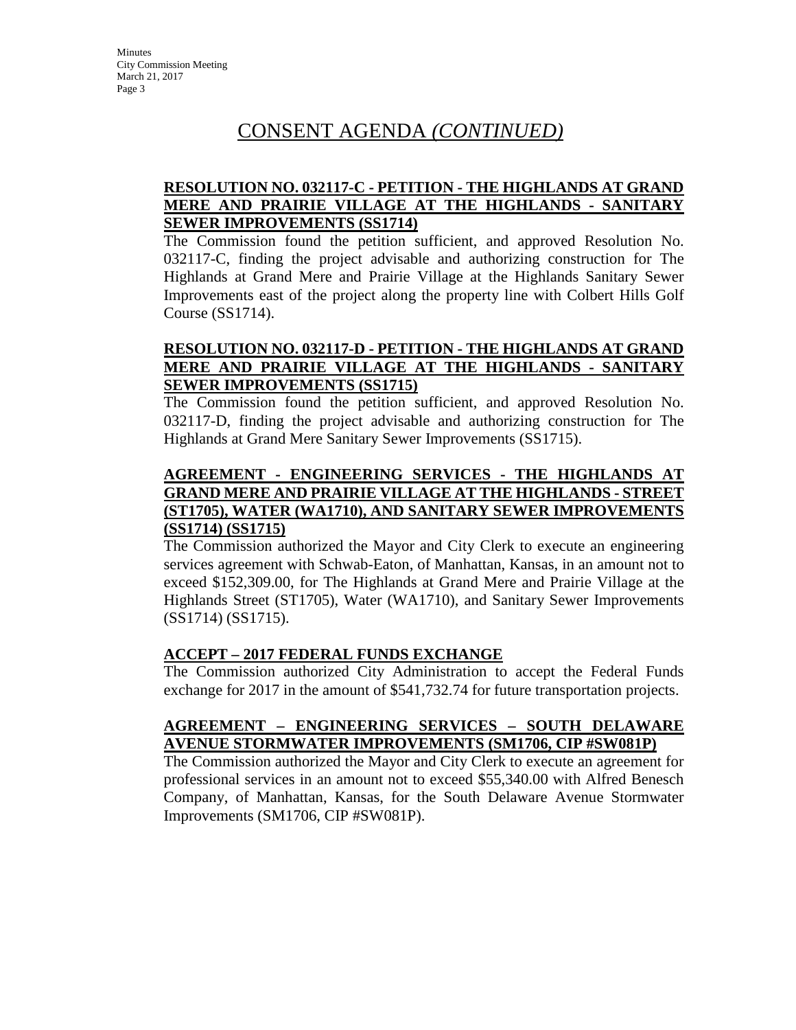# CONSENT AGENDA *(CONTINUED)*

**RESOLUTION NO. 032117-C - PETITION - THE HIGHLANDS AT GRAND MERE AND PRAIRIE VILLAGE AT THE HIGHLANDS - SANITARY SEWER IMPROVEMENTS (SS1714)**

The Commission found the petition sufficient, and approved Resolution No. 032117-C, finding the project advisable and authorizing construction for The Highlands at Grand Mere and Prairie Village at the Highlands Sanitary Sewer Improvements east of the project along the property line with Colbert Hills Golf Course (SS1714).

**RESOLUTION NO. 032117-D - PETITION - THE HIGHLANDS AT GRAND MERE AND PRAIRIE VILLAGE AT THE HIGHLANDS - SANITARY SEWER IMPROVEMENTS (SS1715)**

The Commission found the petition sufficient, and approved Resolution No. 032117-D, finding the project advisable and authorizing construction for The Highlands at Grand Mere Sanitary Sewer Improvements (SS1715).

**AGREEMENT - ENGINEERING SERVICES - THE HIGHLANDS AT GRAND MERE AND PRAIRIE VILLAGE AT THE HIGHLANDS - STREET (ST1705), WATER (WA1710), AND SANITARY SEWER IMPROVEMENTS (SS1714) (SS1715)**

The Commission authorized the Mayor and City Clerk to execute an engineering services agreement with Schwab-Eaton, of Manhattan, Kansas, in an amount not to exceed $152,309.00, for The Highlands at Grand Mere and Prairie Village at the Highlands Street (ST1705), Water (WA1710), and Sanitary Sewer Improvements (SS1714) (SS1715).

**ACCEPT – 2017 FEDERAL FUNDS EXCHANGE**

The Commission authorized City Administration to accept the Federal Funds exchange for 2017 in the amount of $541,732.74 for future transportation projects.

**AGREEMENT – ENGINEERING SERVICES – SOUTH DELAWARE AVENUE STORMWATER IMPROVEMENTS (SM1706, CIP #SW081P)**

The Commission authorized the Mayor and City Clerk to execute an agreement for professional services in an amount not to exceed $55,340.00 with Alfred Benesch Company, of Manhattan, Kansas, for the South Delaware Avenue Stormwater Improvements (SM1706, CIP #SW081P).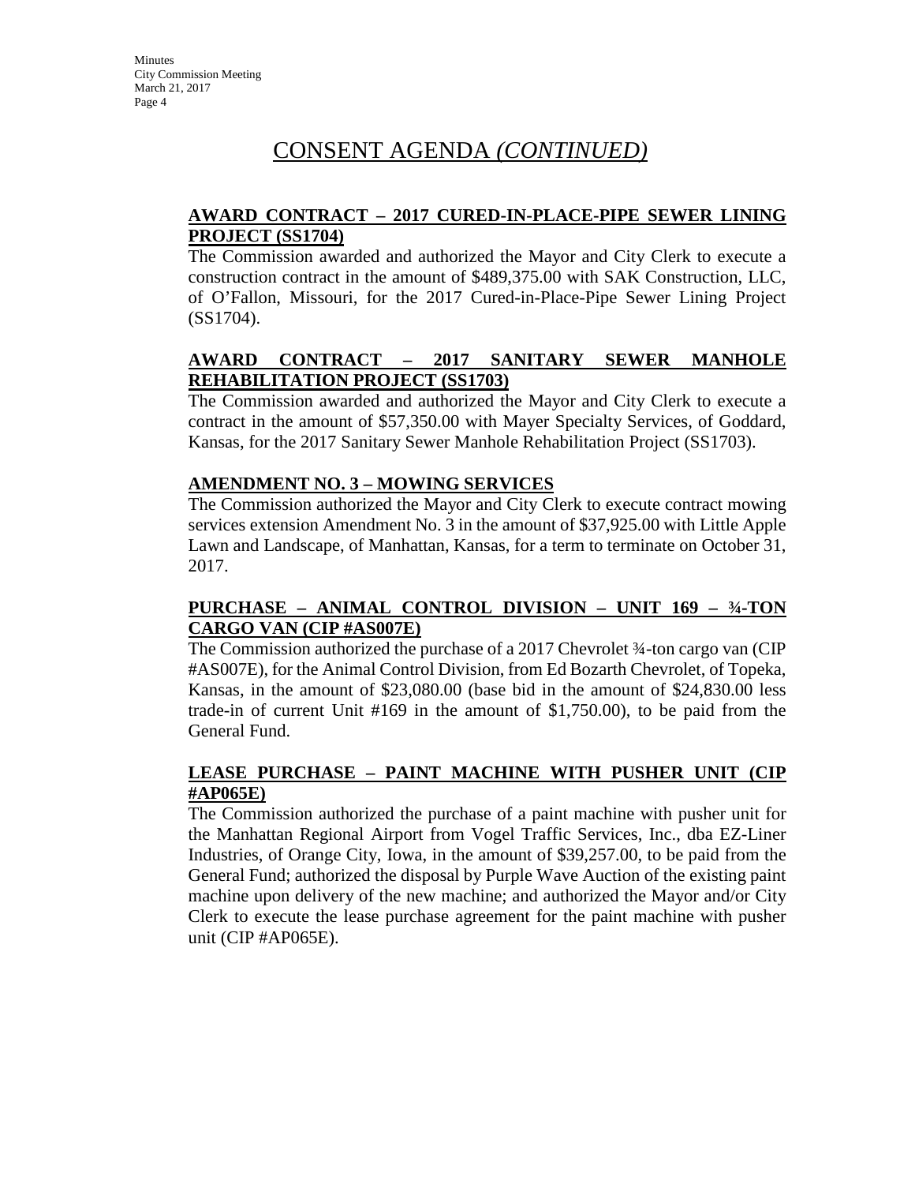# CONSENT AGENDA *(CONTINUED)*

**AWARD CONTRACT – 2017 CURED-IN-PLACE-PIPE SEWER LINING PROJECT (SS1704)**

The Commission awarded and authorized the Mayor and City Clerk to execute a construction contract in the amount of $489,375.00 with SAK Construction, LLC, of O'Fallon, Missouri, for the 2017 Cured-in-Place-Pipe Sewer Lining Project (SS1704).

**AWARD CONTRACT – 2017 SANITARY SEWER MANHOLE REHABILITATION PROJECT (SS1703)**

The Commission awarded and authorized the Mayor and City Clerk to execute a contract in the amount of $57,350.00 with Mayer Specialty Services, of Goddard, Kansas, for the 2017 Sanitary Sewer Manhole Rehabilitation Project (SS1703).

**AMENDMENT NO. 3 – MOWING SERVICES**

The Commission authorized the Mayor and City Clerk to execute contract mowing services extension Amendment No. 3 in the amount of $37,925.00 with Little Apple Lawn and Landscape, of Manhattan, Kansas, for a term to terminate on October 31, 2017.

**PURCHASE – ANIMAL CONTROL DIVISION – UNIT 169 – ¾-TON CARGO VAN (CIP #AS007E)**

The Commission authorized the purchase of a 2017 Chevrolet ¾-ton cargo van (CIP #AS007E), for the Animal Control Division, from Ed Bozarth Chevrolet, of Topeka, Kansas, in the amount of $23,080.00 (base bid in the amount of $24,830.00 less trade-in of current Unit #169 in the amount of $1,750.00), to be paid from the General Fund.

**LEASE PURCHASE – PAINT MACHINE WITH PUSHER UNIT (CIP #AP065E)**

The Commission authorized the purchase of a paint machine with pusher unit for the Manhattan Regional Airport from Vogel Traffic Services, Inc., dba EZ-Liner Industries, of Orange City, Iowa, in the amount of $39,257.00, to be paid from the General Fund; authorized the disposal by Purple Wave Auction of the existing paint machine upon delivery of the new machine; and authorized the Mayor and/or City Clerk to execute the lease purchase agreement for the paint machine with pusher unit (CIP #AP065E).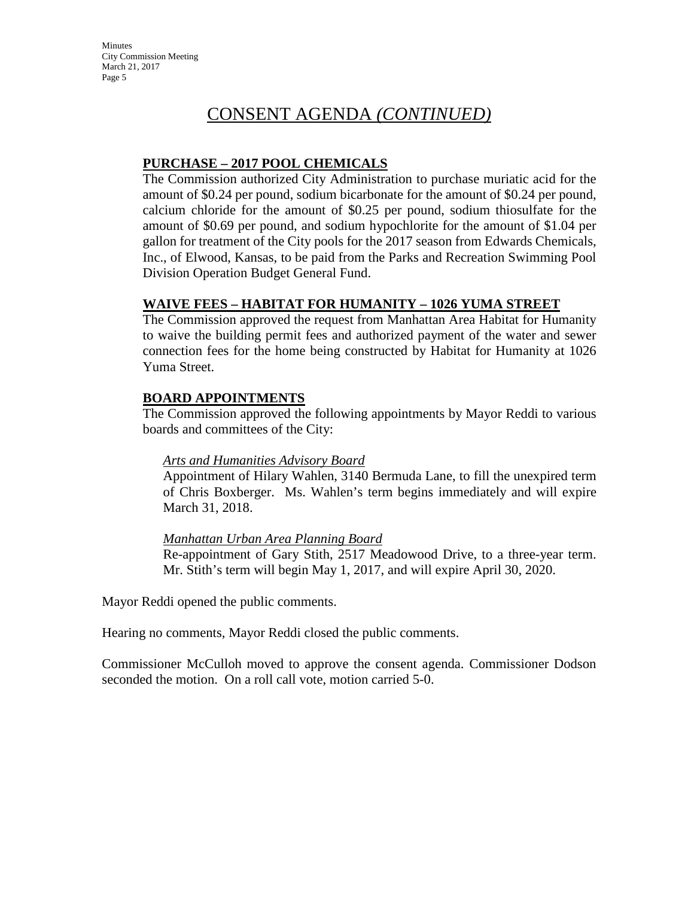# CONSENT AGENDA *(CONTINUED)*

### PURCHASE – 2017 POOL CHEMICALS

The Commission authorized City Administration to purchase muriatic acid for the amount of $0.24 per pound, sodium bicarbonate for the amount of $0.24 per pound, calcium chloride for the amount of $0.25 per pound, sodium thiosulfate for the amount of $0.69 per pound, and sodium hypochlorite for the amount of $1.04 per gallon for treatment of the City pools for the 2017 season from Edwards Chemicals, Inc., of Elwood, Kansas, to be paid from the Parks and Recreation Swimming Pool Division Operation Budget General Fund.

### WAIVE FEES – HABITAT FOR HUMANITY – 1026 YUMA STREET

The Commission approved the request from Manhattan Area Habitat for Humanity to waive the building permit fees and authorized payment of the water and sewer connection fees for the home being constructed by Habitat for Humanity at 1026 Yuma Street.

### BOARD APPOINTMENTS

The Commission approved the following appointments by Mayor Reddi to various boards and committees of the City:

*Arts and Humanities Advisory Board*

Appointment of Hilary Wahlen, 3140 Bermuda Lane, to fill the unexpired term of Chris Boxberger. Ms. Wahlen's term begins immediately and will expire March 31, 2018.

*Manhattan Urban Area Planning Board*

Re-appointment of Gary Stith, 2517 Meadowood Drive, to a three-year term. Mr. Stith's term will begin May 1, 2017, and will expire April 30, 2020.

Mayor Reddi opened the public comments.

Hearing no comments, Mayor Reddi closed the public comments.

Commissioner McCulloh moved to approve the consent agenda. Commissioner Dodson seconded the motion. On a roll call vote, motion carried 5-0.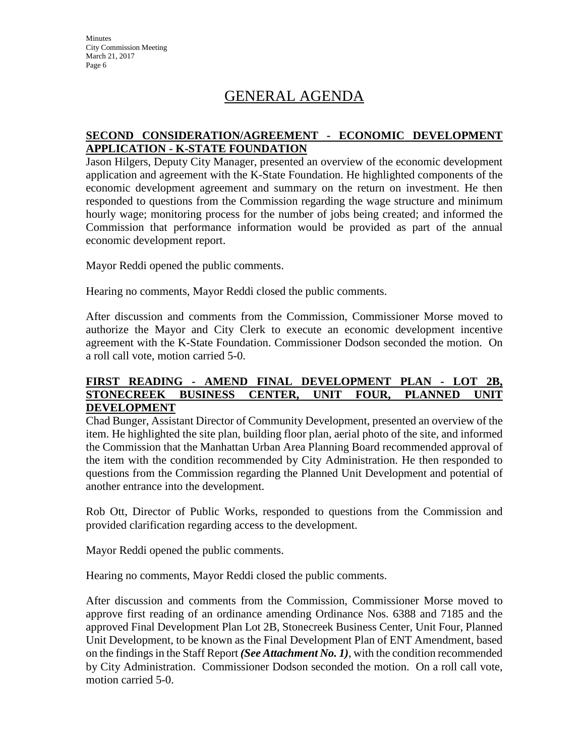# GENERAL AGENDA

## SECOND CONSIDERATION/AGREEMENT - ECONOMIC DEVELOPMENT APPLICATION - K-STATE FOUNDATION

Jason Hilgers, Deputy City Manager, presented an overview of the economic development application and agreement with the K-State Foundation. He highlighted components of the economic development agreement and summary on the return on investment. He then responded to questions from the Commission regarding the wage structure and minimum hourly wage; monitoring process for the number of jobs being created; and informed the Commission that performance information would be provided as part of the annual economic development report.

Mayor Reddi opened the public comments.

Hearing no comments, Mayor Reddi closed the public comments.

After discussion and comments from the Commission, Commissioner Morse moved to authorize the Mayor and City Clerk to execute an economic development incentive agreement with the K-State Foundation. Commissioner Dodson seconded the motion. On a roll call vote, motion carried 5-0.

## FIRST READING - AMEND FINAL DEVELOPMENT PLAN - LOT 2B, STONECREEK BUSINESS CENTER, UNIT FOUR, PLANNED UNIT DEVELOPMENT

Chad Bunger, Assistant Director of Community Development, presented an overview of the item. He highlighted the site plan, building floor plan, aerial photo of the site, and informed the Commission that the Manhattan Urban Area Planning Board recommended approval of the item with the condition recommended by City Administration. He then responded to questions from the Commission regarding the Planned Unit Development and potential of another entrance into the development.

Rob Ott, Director of Public Works, responded to questions from the Commission and provided clarification regarding access to the development.

Mayor Reddi opened the public comments.

Hearing no comments, Mayor Reddi closed the public comments.

After discussion and comments from the Commission, Commissioner Morse moved to approve first reading of an ordinance amending Ordinance Nos. 6388 and 7185 and the approved Final Development Plan Lot 2B, Stonecreek Business Center, Unit Four, Planned Unit Development, to be known as the Final Development Plan of ENT Amendment, based on the findings in the Staff Report ***(See Attachment No. 1)***, with the condition recommended by City Administration. Commissioner Dodson seconded the motion. On a roll call vote, motion carried 5-0.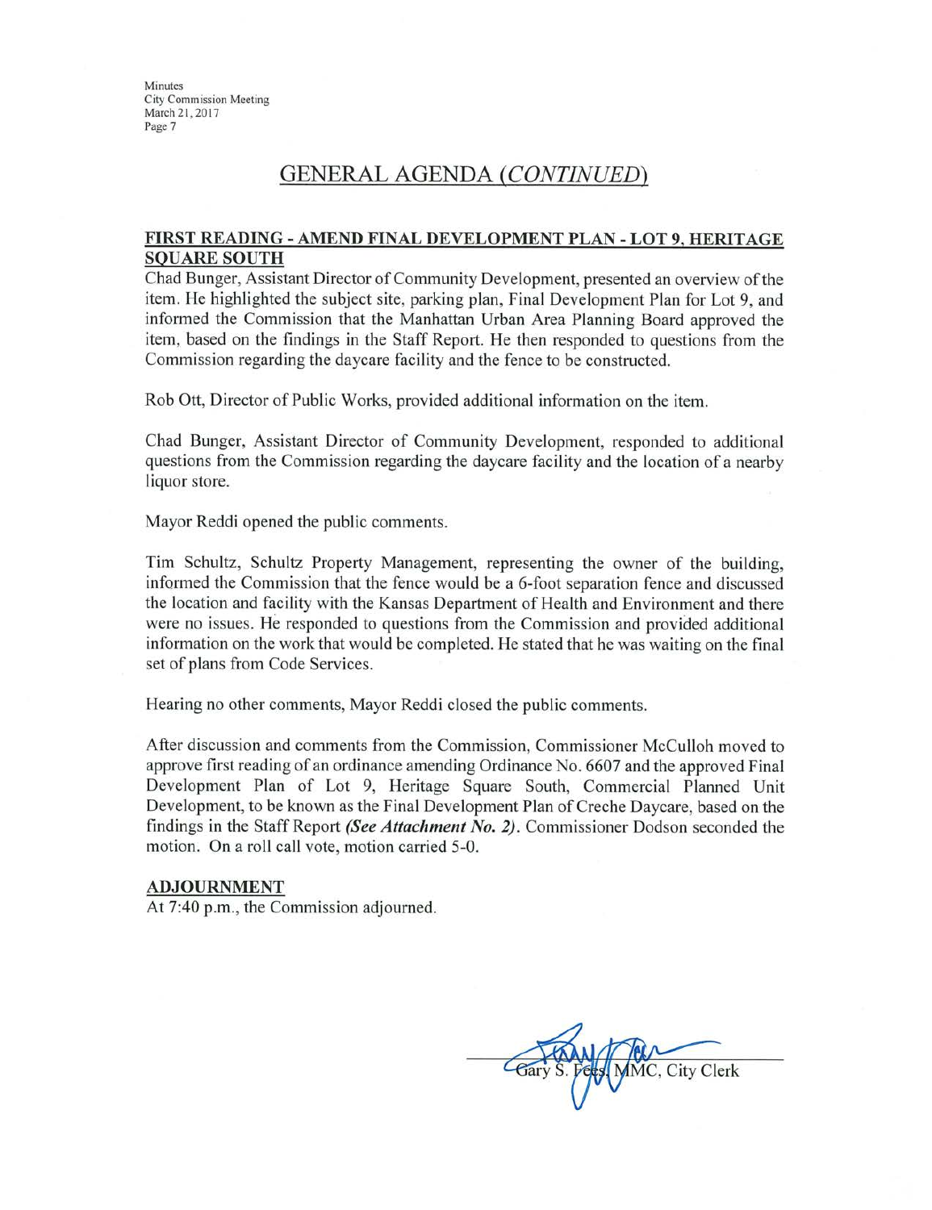## GENERAL AGENDA *(CONTINUED)*

**FIRST READING - AMEND FINAL DEVELOPMENT PLAN - LOT 9, HERITAGE SQUARE SOUTH**

Chad Bunger, Assistant Director of Community Development, presented an overview of the item. He highlighted the subject site, parking plan, Final Development Plan for Lot 9, and informed the Commission that the Manhattan Urban Area Planning Board approved the item, based on the findings in the Staff Report. He then responded to questions from the Commission regarding the daycare facility and the fence to be constructed.

Rob Ott, Director of Public Works, provided additional information on the item.

Chad Bunger, Assistant Director of Community Development, responded to additional questions from the Commission regarding the daycare facility and the location of a nearby liquor store.

Mayor Reddi opened the public comments.

Tim Schultz, Schultz Property Management, representing the owner of the building, informed the Commission that the fence would be a 6-foot separation fence and discussed the location and facility with the Kansas Department of Health and Environment and there were no issues. He responded to questions from the Commission and provided additional information on the work that would be completed. He stated that he was waiting on the final set of plans from Code Services.

Hearing no other comments, Mayor Reddi closed the public comments.

After discussion and comments from the Commission, Commissioner McCulloh moved to approve first reading of an ordinance amending Ordinance No. 6607 and the approved Final Development Plan of Lot 9, Heritage Square South, Commercial Planned Unit Development, to be known as the Final Development Plan of Creche Daycare, based on the findings in the Staff Report ***(See Attachment No. 2)***. Commissioner Dodson seconded the motion. On a roll call vote, motion carried 5-0.

**ADJOURNMENT**

At 7:40 p.m., the Commission adjourned.

Gary S. Fees, MMC, City Clerk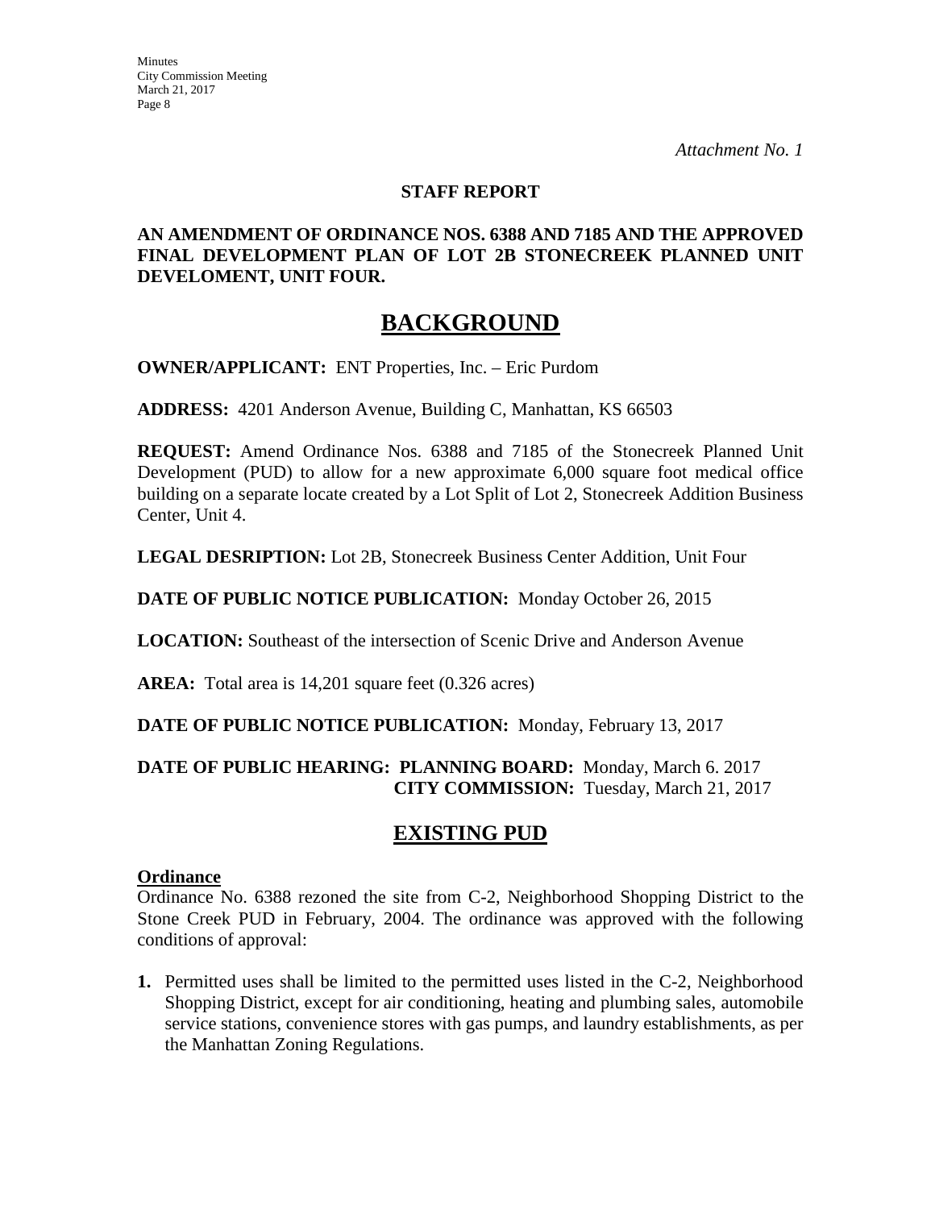*Attachment No. 1*

**STAFF REPORT**

**AN AMENDMENT OF ORDINANCE NOS. 6388 AND 7185 AND THE APPROVED FINAL DEVELOPMENT PLAN OF LOT 2B STONECREEK PLANNED UNIT DEVELOMENT, UNIT FOUR.**

# BACKGROUND

**OWNER/APPLICANT:** ENT Properties, Inc. – Eric Purdom

**ADDRESS:** 4201 Anderson Avenue, Building C, Manhattan, KS 66503

**REQUEST:** Amend Ordinance Nos. 6388 and 7185 of the Stonecreek Planned Unit Development (PUD) to allow for a new approximate 6,000 square foot medical office building on a separate locate created by a Lot Split of Lot 2, Stonecreek Addition Business Center, Unit 4.

**LEGAL DESRIPTION:** Lot 2B, Stonecreek Business Center Addition, Unit Four

**DATE OF PUBLIC NOTICE PUBLICATION:** Monday October 26, 2015

**LOCATION:** Southeast of the intersection of Scenic Drive and Anderson Avenue

**AREA:** Total area is 14,201 square feet (0.326 acres)

**DATE OF PUBLIC NOTICE PUBLICATION:** Monday, February 13, 2017

**DATE OF PUBLIC HEARING: PLANNING BOARD:** Monday, March 6. 2017
**CITY COMMISSION:** Tuesday, March 21, 2017

## EXISTING PUD

**Ordinance**

Ordinance No. 6388 rezoned the site from C-2, Neighborhood Shopping District to the Stone Creek PUD in February, 2004. The ordinance was approved with the following conditions of approval:

1. Permitted uses shall be limited to the permitted uses listed in the C-2, Neighborhood Shopping District, except for air conditioning, heating and plumbing sales, automobile service stations, convenience stores with gas pumps, and laundry establishments, as per the Manhattan Zoning Regulations.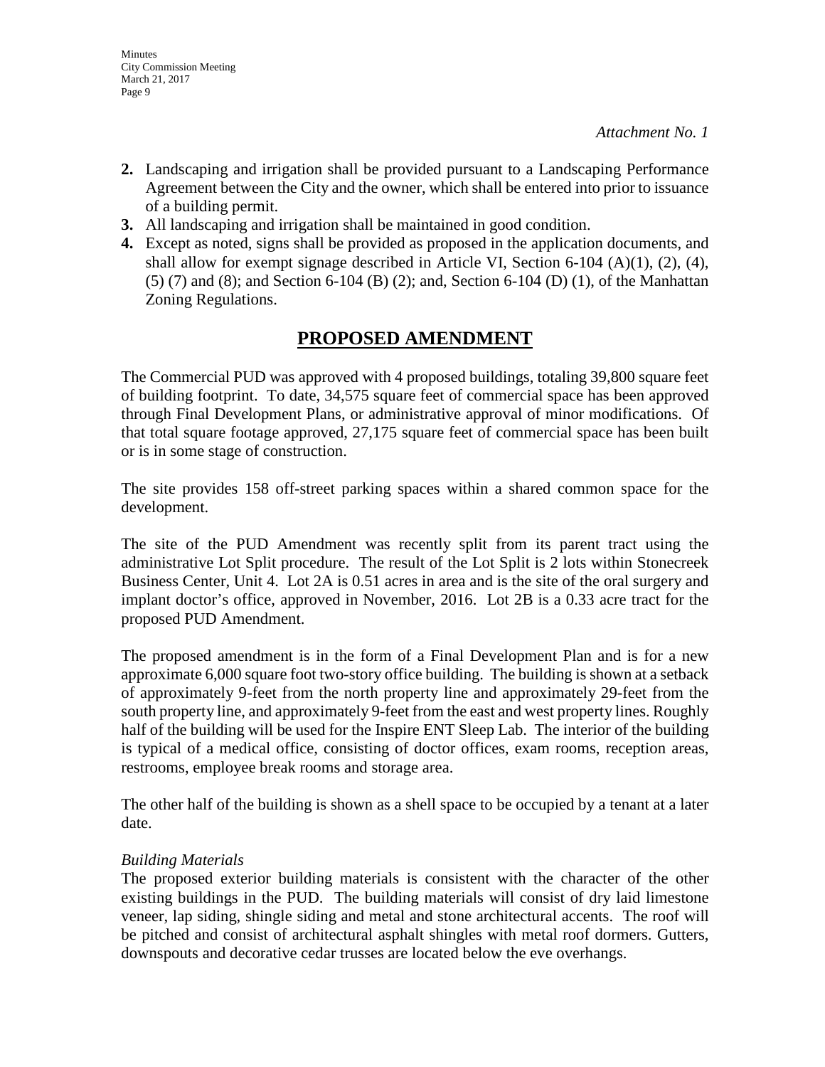*Attachment No. 1*

2. Landscaping and irrigation shall be provided pursuant to a Landscaping Performance Agreement between the City and the owner, which shall be entered into prior to issuance of a building permit.
3. All landscaping and irrigation shall be maintained in good condition.
4. Except as noted, signs shall be provided as proposed in the application documents, and shall allow for exempt signage described in Article VI, Section 6-104 (A)(1), (2), (4), (5) (7) and (8); and Section 6-104 (B) (2); and, Section 6-104 (D) (1), of the Manhattan Zoning Regulations.

## PROPOSED AMENDMENT

The Commercial PUD was approved with 4 proposed buildings, totaling 39,800 square feet of building footprint. To date, 34,575 square feet of commercial space has been approved through Final Development Plans, or administrative approval of minor modifications. Of that total square footage approved, 27,175 square feet of commercial space has been built or is in some stage of construction.

The site provides 158 off-street parking spaces within a shared common space for the development.

The site of the PUD Amendment was recently split from its parent tract using the administrative Lot Split procedure. The result of the Lot Split is 2 lots within Stonecreek Business Center, Unit 4. Lot 2A is 0.51 acres in area and is the site of the oral surgery and implant doctor's office, approved in November, 2016. Lot 2B is a 0.33 acre tract for the proposed PUD Amendment.

The proposed amendment is in the form of a Final Development Plan and is for a new approximate 6,000 square foot two-story office building. The building is shown at a setback of approximately 9-feet from the north property line and approximately 29-feet from the south property line, and approximately 9-feet from the east and west property lines. Roughly half of the building will be used for the Inspire ENT Sleep Lab. The interior of the building is typical of a medical office, consisting of doctor offices, exam rooms, reception areas, restrooms, employee break rooms and storage area.

The other half of the building is shown as a shell space to be occupied by a tenant at a later date.

*Building Materials*
The proposed exterior building materials is consistent with the character of the other existing buildings in the PUD. The building materials will consist of dry laid limestone veneer, lap siding, shingle siding and metal and stone architectural accents. The roof will be pitched and consist of architectural asphalt shingles with metal roof dormers. Gutters, downspouts and decorative cedar trusses are located below the eve overhangs.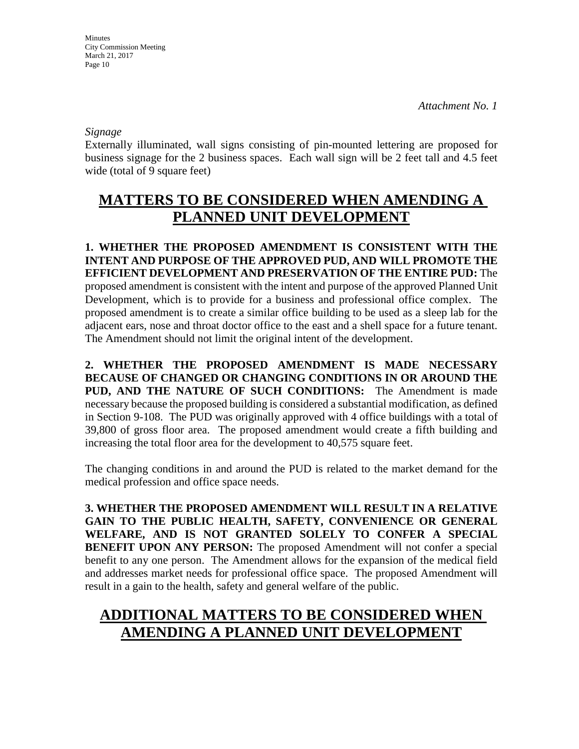*Attachment No. 1*

*Signage*

Externally illuminated, wall signs consisting of pin-mounted lettering are proposed for business signage for the 2 business spaces. Each wall sign will be 2 feet tall and 4.5 feet wide (total of 9 square feet)

# MATTERS TO BE CONSIDERED WHEN AMENDING A PLANNED UNIT DEVELOPMENT

**1. WHETHER THE PROPOSED AMENDMENT IS CONSISTENT WITH THE INTENT AND PURPOSE OF THE APPROVED PUD, AND WILL PROMOTE THE EFFICIENT DEVELOPMENT AND PRESERVATION OF THE ENTIRE PUD:** The proposed amendment is consistent with the intent and purpose of the approved Planned Unit Development, which is to provide for a business and professional office complex. The proposed amendment is to create a similar office building to be used as a sleep lab for the adjacent ears, nose and throat doctor office to the east and a shell space for a future tenant. The Amendment should not limit the original intent of the development.

**2. WHETHER THE PROPOSED AMENDMENT IS MADE NECESSARY BECAUSE OF CHANGED OR CHANGING CONDITIONS IN OR AROUND THE PUD, AND THE NATURE OF SUCH CONDITIONS:** The Amendment is made necessary because the proposed building is considered a substantial modification, as defined in Section 9-108. The PUD was originally approved with 4 office buildings with a total of 39,800 of gross floor area. The proposed amendment would create a fifth building and increasing the total floor area for the development to 40,575 square feet.

The changing conditions in and around the PUD is related to the market demand for the medical profession and office space needs.

**3. WHETHER THE PROPOSED AMENDMENT WILL RESULT IN A RELATIVE GAIN TO THE PUBLIC HEALTH, SAFETY, CONVENIENCE OR GENERAL WELFARE, AND IS NOT GRANTED SOLELY TO CONFER A SPECIAL BENEFIT UPON ANY PERSON:** The proposed Amendment will not confer a special benefit to any one person. The Amendment allows for the expansion of the medical field and addresses market needs for professional office space. The proposed Amendment will result in a gain to the health, safety and general welfare of the public.

# ADDITIONAL MATTERS TO BE CONSIDERED WHEN AMENDING A PLANNED UNIT DEVELOPMENT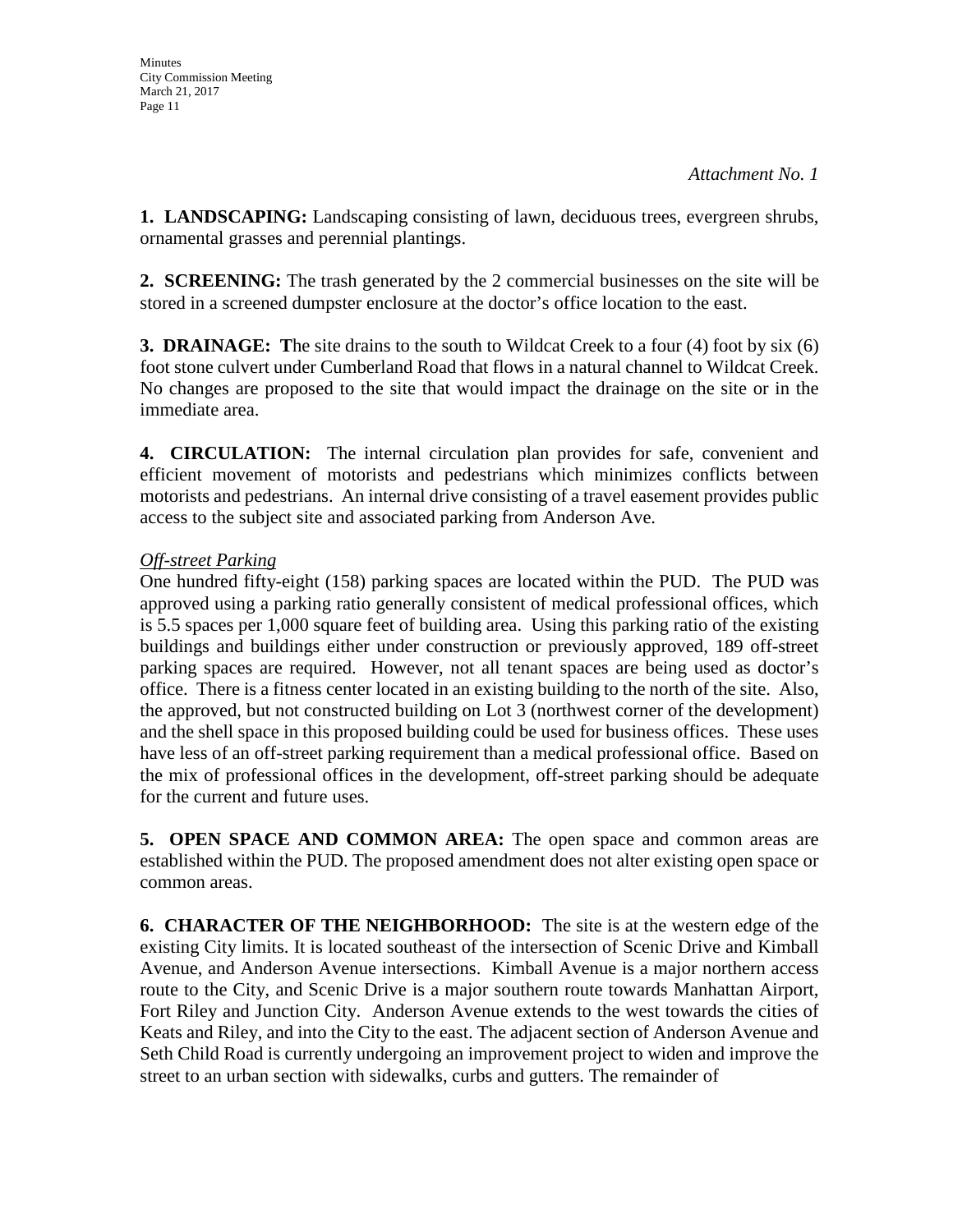*Attachment No. 1*

**1. LANDSCAPING:** Landscaping consisting of lawn, deciduous trees, evergreen shrubs, ornamental grasses and perennial plantings.

**2. SCREENING:** The trash generated by the 2 commercial businesses on the site will be stored in a screened dumpster enclosure at the doctor's office location to the east.

**3. DRAINAGE: T**he site drains to the south to Wildcat Creek to a four (4) foot by six (6) foot stone culvert under Cumberland Road that flows in a natural channel to Wildcat Creek. No changes are proposed to the site that would impact the drainage on the site or in the immediate area.

**4. CIRCULATION:** The internal circulation plan provides for safe, convenient and efficient movement of motorists and pedestrians which minimizes conflicts between motorists and pedestrians. An internal drive consisting of a travel easement provides public access to the subject site and associated parking from Anderson Ave.

*Off-street Parking*

One hundred fifty-eight (158) parking spaces are located within the PUD. The PUD was approved using a parking ratio generally consistent of medical professional offices, which is 5.5 spaces per 1,000 square feet of building area. Using this parking ratio of the existing buildings and buildings either under construction or previously approved, 189 off-street parking spaces are required. However, not all tenant spaces are being used as doctor's office. There is a fitness center located in an existing building to the north of the site. Also, the approved, but not constructed building on Lot 3 (northwest corner of the development) and the shell space in this proposed building could be used for business offices. These uses have less of an off-street parking requirement than a medical professional office. Based on the mix of professional offices in the development, off-street parking should be adequate for the current and future uses.

**5. OPEN SPACE AND COMMON AREA:** The open space and common areas are established within the PUD. The proposed amendment does not alter existing open space or common areas.

**6. CHARACTER OF THE NEIGHBORHOOD:** The site is at the western edge of the existing City limits. It is located southeast of the intersection of Scenic Drive and Kimball Avenue, and Anderson Avenue intersections. Kimball Avenue is a major northern access route to the City, and Scenic Drive is a major southern route towards Manhattan Airport, Fort Riley and Junction City. Anderson Avenue extends to the west towards the cities of Keats and Riley, and into the City to the east. The adjacent section of Anderson Avenue and Seth Child Road is currently undergoing an improvement project to widen and improve the street to an urban section with sidewalks, curbs and gutters. The remainder of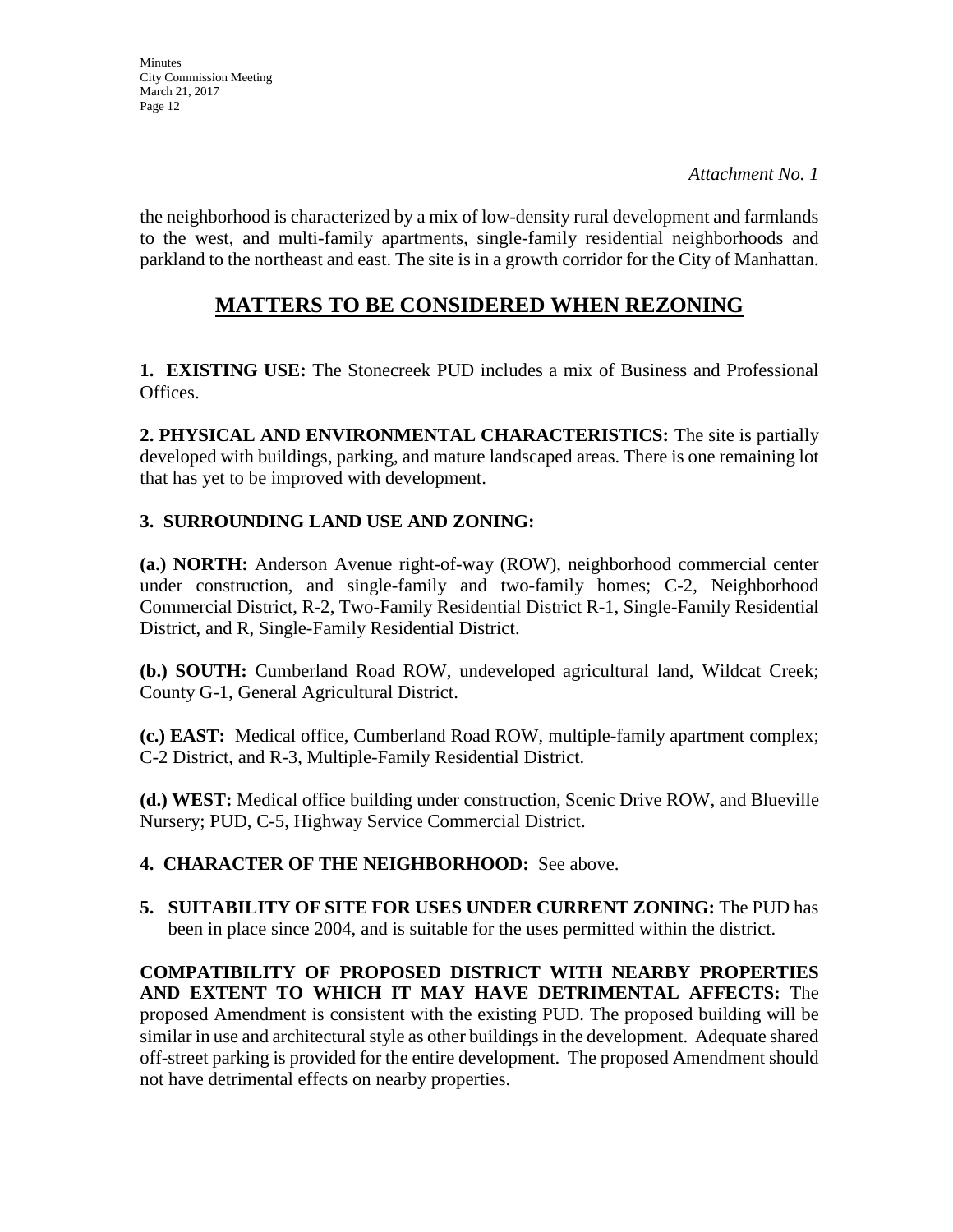*Attachment No. 1*

the neighborhood is characterized by a mix of low-density rural development and farmlands to the west, and multi-family apartments, single-family residential neighborhoods and parkland to the northeast and east. The site is in a growth corridor for the City of Manhattan.

## MATTERS TO BE CONSIDERED WHEN REZONING

**1. EXISTING USE:** The Stonecreek PUD includes a mix of Business and Professional Offices.

**2. PHYSICAL AND ENVIRONMENTAL CHARACTERISTICS:** The site is partially developed with buildings, parking, and mature landscaped areas. There is one remaining lot that has yet to be improved with development.

**3. SURROUNDING LAND USE AND ZONING:**

**(a.) NORTH:** Anderson Avenue right-of-way (ROW), neighborhood commercial center under construction, and single-family and two-family homes; C-2, Neighborhood Commercial District, R-2, Two-Family Residential District R-1, Single-Family Residential District, and R, Single-Family Residential District.

**(b.) SOUTH:** Cumberland Road ROW, undeveloped agricultural land, Wildcat Creek; County G-1, General Agricultural District.

**(c.) EAST:** Medical office, Cumberland Road ROW, multiple-family apartment complex; C-2 District, and R-3, Multiple-Family Residential District.

**(d.) WEST:** Medical office building under construction, Scenic Drive ROW, and Blueville Nursery; PUD, C-5, Highway Service Commercial District.

**4. CHARACTER OF THE NEIGHBORHOOD:** See above.

**5. SUITABILITY OF SITE FOR USES UNDER CURRENT ZONING:** The PUD has been in place since 2004, and is suitable for the uses permitted within the district.

**COMPATIBILITY OF PROPOSED DISTRICT WITH NEARBY PROPERTIES AND EXTENT TO WHICH IT MAY HAVE DETRIMENTAL AFFECTS:** The proposed Amendment is consistent with the existing PUD. The proposed building will be similar in use and architectural style as other buildings in the development. Adequate shared off-street parking is provided for the entire development. The proposed Amendment should not have detrimental effects on nearby properties.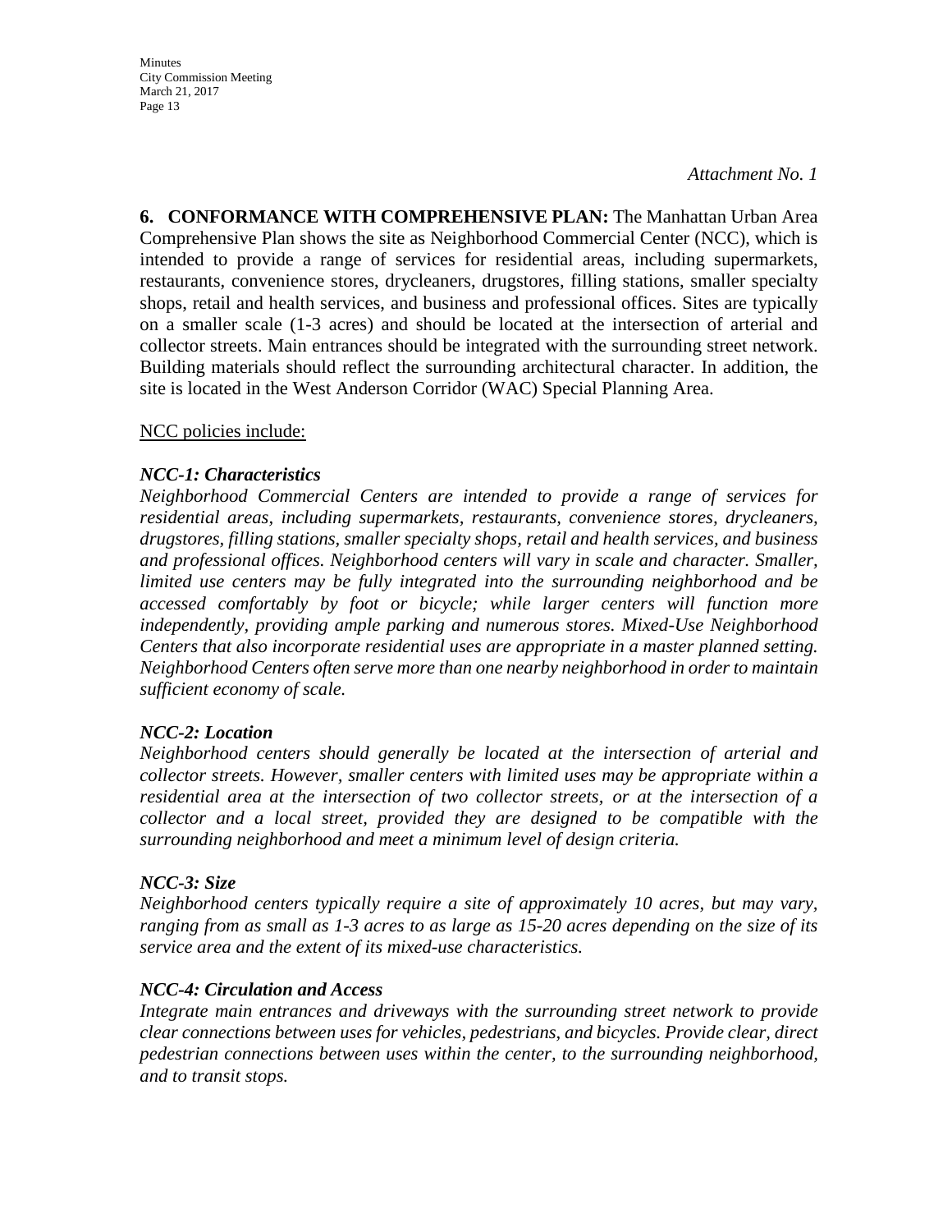*Attachment No. 1*

**6. CONFORMANCE WITH COMPREHENSIVE PLAN:** The Manhattan Urban Area Comprehensive Plan shows the site as Neighborhood Commercial Center (NCC), which is intended to provide a range of services for residential areas, including supermarkets, restaurants, convenience stores, drycleaners, drugstores, filling stations, smaller specialty shops, retail and health services, and business and professional offices. Sites are typically on a smaller scale (1-3 acres) and should be located at the intersection of arterial and collector streets. Main entrances should be integrated with the surrounding street network. Building materials should reflect the surrounding architectural character. In addition, the site is located in the West Anderson Corridor (WAC) Special Planning Area.

<u>NCC policies include:</u>

***NCC-1: Characteristics***

*Neighborhood Commercial Centers are intended to provide a range of services for residential areas, including supermarkets, restaurants, convenience stores, drycleaners, drugstores, filling stations, smaller specialty shops, retail and health services, and business and professional offices. Neighborhood centers will vary in scale and character. Smaller, limited use centers may be fully integrated into the surrounding neighborhood and be accessed comfortably by foot or bicycle; while larger centers will function more independently, providing ample parking and numerous stores. Mixed-Use Neighborhood Centers that also incorporate residential uses are appropriate in a master planned setting. Neighborhood Centers often serve more than one nearby neighborhood in order to maintain sufficient economy of scale.*

***NCC-2: Location***

*Neighborhood centers should generally be located at the intersection of arterial and collector streets. However, smaller centers with limited uses may be appropriate within a residential area at the intersection of two collector streets, or at the intersection of a collector and a local street, provided they are designed to be compatible with the surrounding neighborhood and meet a minimum level of design criteria.*

***NCC-3: Size***

*Neighborhood centers typically require a site of approximately 10 acres, but may vary, ranging from as small as 1-3 acres to as large as 15-20 acres depending on the size of its service area and the extent of its mixed-use characteristics.*

***NCC-4: Circulation and Access***

*Integrate main entrances and driveways with the surrounding street network to provide clear connections between uses for vehicles, pedestrians, and bicycles. Provide clear, direct pedestrian connections between uses within the center, to the surrounding neighborhood, and to transit stops.*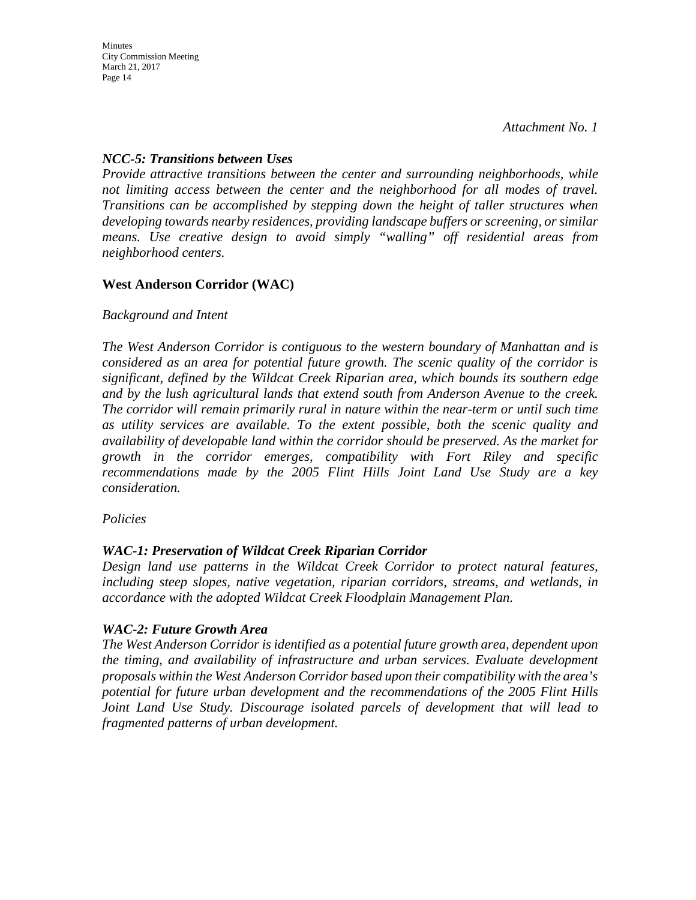*Attachment No. 1*

***NCC-5: Transitions between Uses***

*Provide attractive transitions between the center and surrounding neighborhoods, while not limiting access between the center and the neighborhood for all modes of travel. Transitions can be accomplished by stepping down the height of taller structures when developing towards nearby residences, providing landscape buffers or screening, or similar means. Use creative design to avoid simply "walling" off residential areas from neighborhood centers.*

## West Anderson Corridor (WAC)

*Background and Intent*

*The West Anderson Corridor is contiguous to the western boundary of Manhattan and is considered as an area for potential future growth. The scenic quality of the corridor is significant, defined by the Wildcat Creek Riparian area, which bounds its southern edge and by the lush agricultural lands that extend south from Anderson Avenue to the creek. The corridor will remain primarily rural in nature within the near-term or until such time as utility services are available. To the extent possible, both the scenic quality and availability of developable land within the corridor should be preserved. As the market for growth in the corridor emerges, compatibility with Fort Riley and specific recommendations made by the 2005 Flint Hills Joint Land Use Study are a key consideration.*

*Policies*

***WAC-1: Preservation of Wildcat Creek Riparian Corridor***

*Design land use patterns in the Wildcat Creek Corridor to protect natural features, including steep slopes, native vegetation, riparian corridors, streams, and wetlands, in accordance with the adopted Wildcat Creek Floodplain Management Plan.*

***WAC-2: Future Growth Area***

*The West Anderson Corridor is identified as a potential future growth area, dependent upon the timing, and availability of infrastructure and urban services. Evaluate development proposals within the West Anderson Corridor based upon their compatibility with the area's potential for future urban development and the recommendations of the 2005 Flint Hills Joint Land Use Study. Discourage isolated parcels of development that will lead to fragmented patterns of urban development.*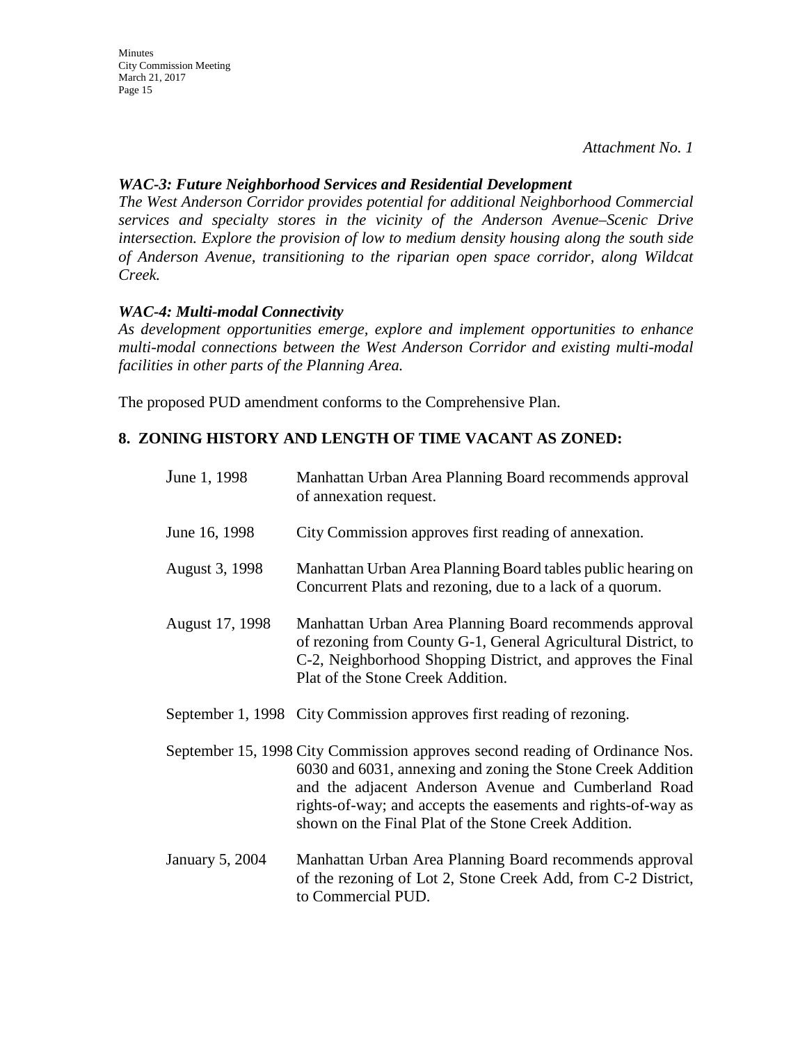*Attachment No. 1*

***WAC-3: Future Neighborhood Services and Residential Development***

*The West Anderson Corridor provides potential for additional Neighborhood Commercial services and specialty stores in the vicinity of the Anderson Avenue–Scenic Drive intersection. Explore the provision of low to medium density housing along the south side of Anderson Avenue, transitioning to the riparian open space corridor, along Wildcat Creek.*

***WAC-4: Multi-modal Connectivity***

*As development opportunities emerge, explore and implement opportunities to enhance multi-modal connections between the West Anderson Corridor and existing multi-modal facilities in other parts of the Planning Area.*

The proposed PUD amendment conforms to the Comprehensive Plan.

**8. ZONING HISTORY AND LENGTH OF TIME VACANT AS ZONED:**

| | |
|---|---|
| June 1, 1998 | Manhattan Urban Area Planning Board recommends approval of annexation request. |
| June 16, 1998 | City Commission approves first reading of annexation. |
| August 3, 1998 | Manhattan Urban Area Planning Board tables public hearing on Concurrent Plats and rezoning, due to a lack of a quorum. |
| August 17, 1998 | Manhattan Urban Area Planning Board recommends approval of rezoning from County G-1, General Agricultural District, to C-2, Neighborhood Shopping District, and approves the Final Plat of the Stone Creek Addition. |
| September 1, 1998 | City Commission approves first reading of rezoning. |
| September 15, 1998 | City Commission approves second reading of Ordinance Nos. 6030 and 6031, annexing and zoning the Stone Creek Addition and the adjacent Anderson Avenue and Cumberland Road rights-of-way; and accepts the easements and rights-of-way as shown on the Final Plat of the Stone Creek Addition. |
| January 5, 2004 | Manhattan Urban Area Planning Board recommends approval of the rezoning of Lot 2, Stone Creek Add, from C-2 District, to Commercial PUD. |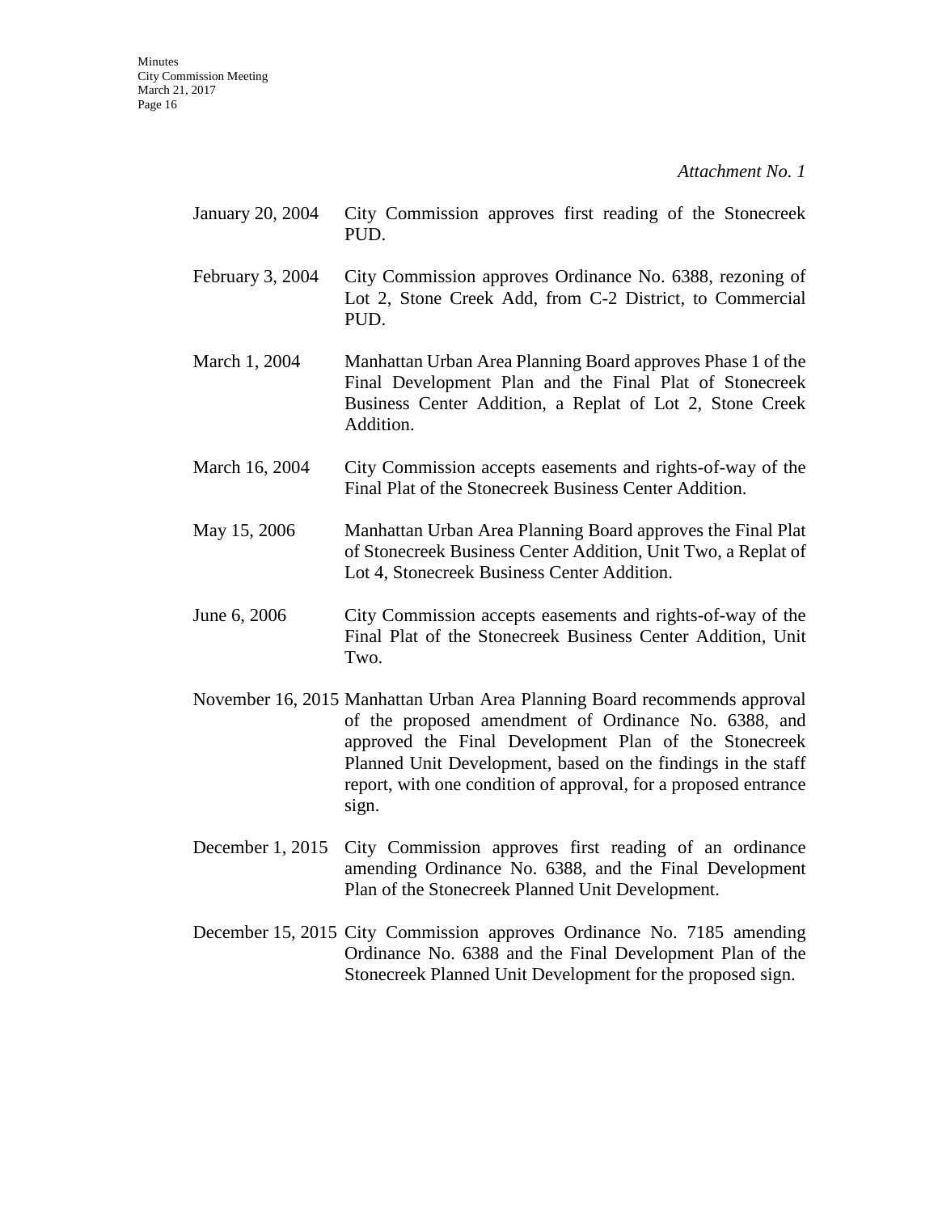*Attachment No. 1*

| | |
|---|---|
| January 20, 2004 | City Commission approves first reading of the Stonecreek PUD. |
| February 3, 2004 | City Commission approves Ordinance No. 6388, rezoning of Lot 2, Stone Creek Add, from C-2 District, to Commercial PUD. |
| March 1, 2004 | Manhattan Urban Area Planning Board approves Phase 1 of the Final Development Plan and the Final Plat of Stonecreek Business Center Addition, a Replat of Lot 2, Stone Creek Addition. |
| March 16, 2004 | City Commission accepts easements and rights-of-way of the Final Plat of the Stonecreek Business Center Addition. |
| May 15, 2006 | Manhattan Urban Area Planning Board approves the Final Plat of Stonecreek Business Center Addition, Unit Two, a Replat of Lot 4, Stonecreek Business Center Addition. |
| June 6, 2006 | City Commission accepts easements and rights-of-way of the Final Plat of the Stonecreek Business Center Addition, Unit Two. |
| November 16, 2015 | Manhattan Urban Area Planning Board recommends approval of the proposed amendment of Ordinance No. 6388, and approved the Final Development Plan of the Stonecreek Planned Unit Development, based on the findings in the staff report, with one condition of approval, for a proposed entrance sign. |
| December 1, 2015 | City Commission approves first reading of an ordinance amending Ordinance No. 6388, and the Final Development Plan of the Stonecreek Planned Unit Development. |
| December 15, 2015 | City Commission approves Ordinance No. 7185 amending Ordinance No. 6388 and the Final Development Plan of the Stonecreek Planned Unit Development for the proposed sign. |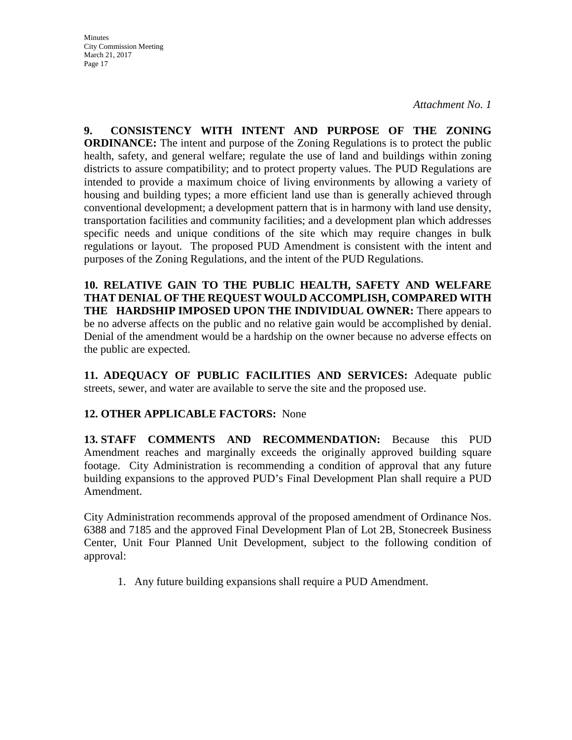*Attachment No. 1*

**9. CONSISTENCY WITH INTENT AND PURPOSE OF THE ZONING ORDINANCE:** The intent and purpose of the Zoning Regulations is to protect the public health, safety, and general welfare; regulate the use of land and buildings within zoning districts to assure compatibility; and to protect property values. The PUD Regulations are intended to provide a maximum choice of living environments by allowing a variety of housing and building types; a more efficient land use than is generally achieved through conventional development; a development pattern that is in harmony with land use density, transportation facilities and community facilities; and a development plan which addresses specific needs and unique conditions of the site which may require changes in bulk regulations or layout. The proposed PUD Amendment is consistent with the intent and purposes of the Zoning Regulations, and the intent of the PUD Regulations.

**10. RELATIVE GAIN TO THE PUBLIC HEALTH, SAFETY AND WELFARE THAT DENIAL OF THE REQUEST WOULD ACCOMPLISH, COMPARED WITH THE HARDSHIP IMPOSED UPON THE INDIVIDUAL OWNER:** There appears to be no adverse affects on the public and no relative gain would be accomplished by denial. Denial of the amendment would be a hardship on the owner because no adverse effects on the public are expected.

**11. ADEQUACY OF PUBLIC FACILITIES AND SERVICES:** Adequate public streets, sewer, and water are available to serve the site and the proposed use.

**12. OTHER APPLICABLE FACTORS:** None

**13. STAFF COMMENTS AND RECOMMENDATION:** Because this PUD Amendment reaches and marginally exceeds the originally approved building square footage. City Administration is recommending a condition of approval that any future building expansions to the approved PUD's Final Development Plan shall require a PUD Amendment.

City Administration recommends approval of the proposed amendment of Ordinance Nos. 6388 and 7185 and the approved Final Development Plan of Lot 2B, Stonecreek Business Center, Unit Four Planned Unit Development, subject to the following condition of approval:

1. Any future building expansions shall require a PUD Amendment.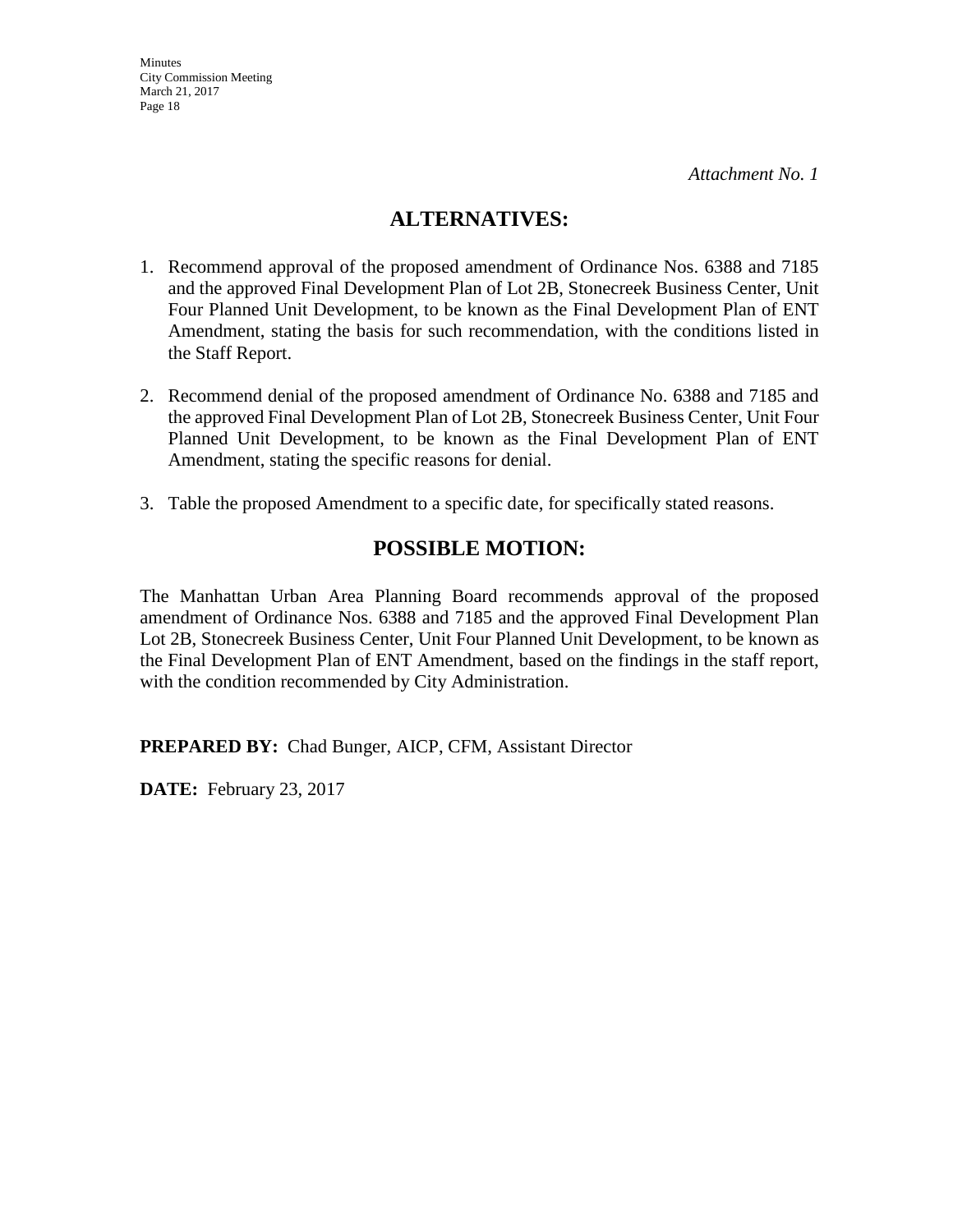*Attachment No. 1*

## ALTERNATIVES:

1. Recommend approval of the proposed amendment of Ordinance Nos. 6388 and 7185 and the approved Final Development Plan of Lot 2B, Stonecreek Business Center, Unit Four Planned Unit Development, to be known as the Final Development Plan of ENT Amendment, stating the basis for such recommendation, with the conditions listed in the Staff Report.

2. Recommend denial of the proposed amendment of Ordinance No. 6388 and 7185 and the approved Final Development Plan of Lot 2B, Stonecreek Business Center, Unit Four Planned Unit Development, to be known as the Final Development Plan of ENT Amendment, stating the specific reasons for denial.

3. Table the proposed Amendment to a specific date, for specifically stated reasons.

## POSSIBLE MOTION:

The Manhattan Urban Area Planning Board recommends approval of the proposed amendment of Ordinance Nos. 6388 and 7185 and the approved Final Development Plan Lot 2B, Stonecreek Business Center, Unit Four Planned Unit Development, to be known as the Final Development Plan of ENT Amendment, based on the findings in the staff report, with the condition recommended by City Administration.

**PREPARED BY:** Chad Bunger, AICP, CFM, Assistant Director

**DATE:** February 23, 2017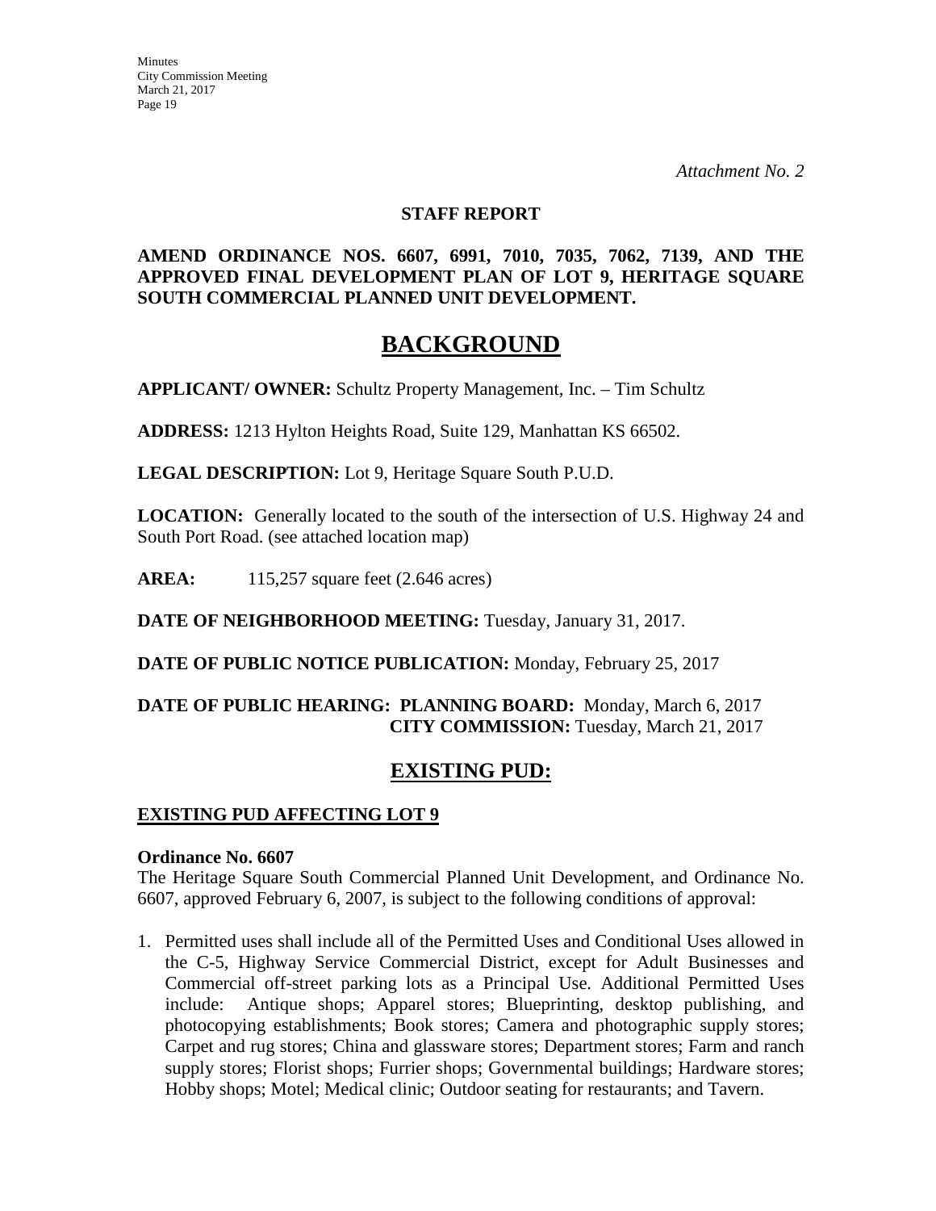*Attachment No. 2*

**STAFF REPORT**

**AMEND ORDINANCE NOS. 6607, 6991, 7010, 7035, 7062, 7139, AND THE APPROVED FINAL DEVELOPMENT PLAN OF LOT 9, HERITAGE SQUARE SOUTH COMMERCIAL PLANNED UNIT DEVELOPMENT.**

# BACKGROUND

**APPLICANT/ OWNER:** Schultz Property Management, Inc. – Tim Schultz

**ADDRESS:** 1213 Hylton Heights Road, Suite 129, Manhattan KS 66502.

**LEGAL DESCRIPTION:** Lot 9, Heritage Square South P.U.D.

**LOCATION:** Generally located to the south of the intersection of U.S. Highway 24 and South Port Road. (see attached location map)

**AREA:** 115,257 square feet (2.646 acres)

**DATE OF NEIGHBORHOOD MEETING:** Tuesday, January 31, 2017.

**DATE OF PUBLIC NOTICE PUBLICATION:** Monday, February 25, 2017

**DATE OF PUBLIC HEARING: PLANNING BOARD:** Monday, March 6, 2017
**CITY COMMISSION:** Tuesday, March 21, 2017

## EXISTING PUD:

### EXISTING PUD AFFECTING LOT 9

**Ordinance No. 6607**

The Heritage Square South Commercial Planned Unit Development, and Ordinance No. 6607, approved February 6, 2007, is subject to the following conditions of approval:

1. Permitted uses shall include all of the Permitted Uses and Conditional Uses allowed in the C-5, Highway Service Commercial District, except for Adult Businesses and Commercial off-street parking lots as a Principal Use. Additional Permitted Uses include: Antique shops; Apparel stores; Blueprinting, desktop publishing, and photocopying establishments; Book stores; Camera and photographic supply stores; Carpet and rug stores; China and glassware stores; Department stores; Farm and ranch supply stores; Florist shops; Furrier shops; Governmental buildings; Hardware stores; Hobby shops; Motel; Medical clinic; Outdoor seating for restaurants; and Tavern.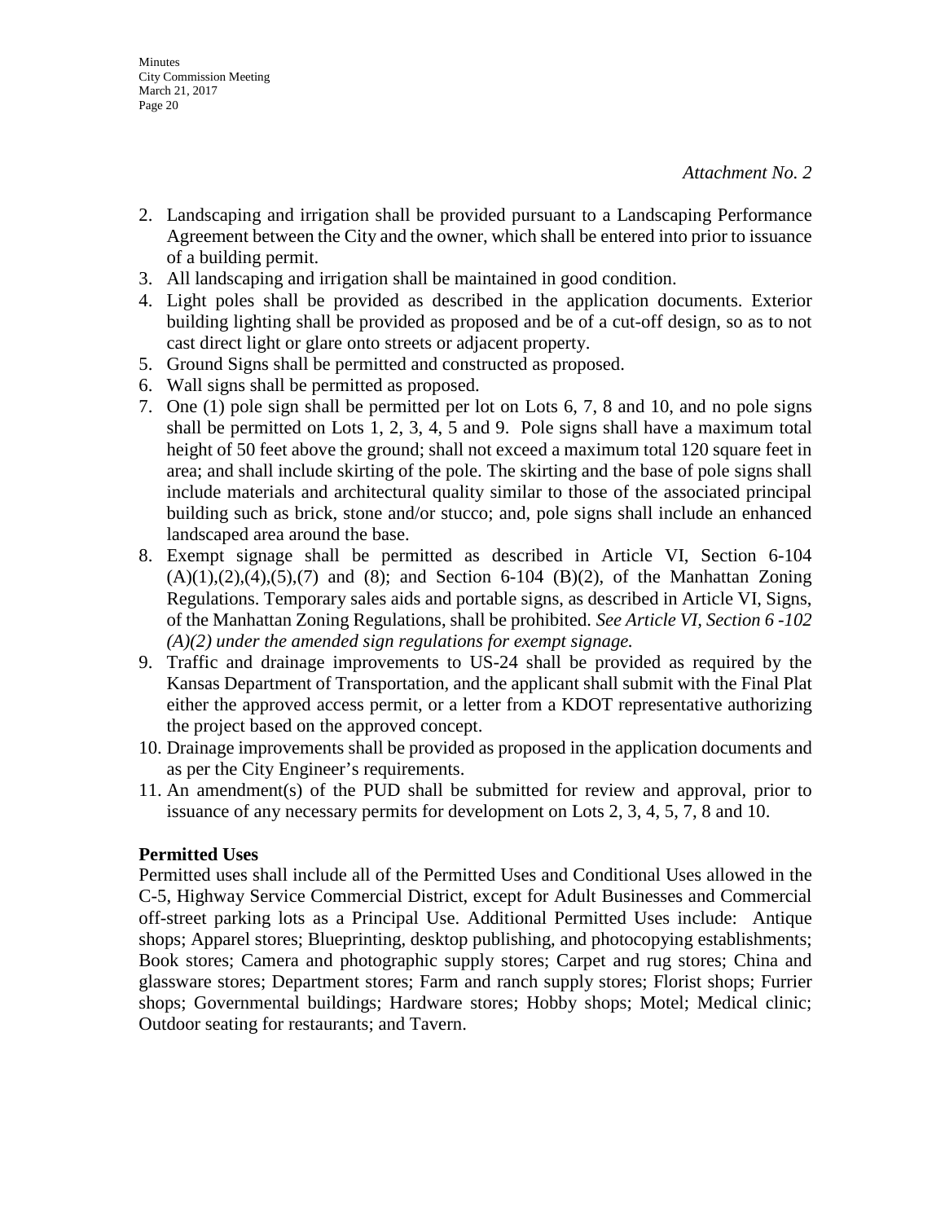*Attachment No. 2*

2. Landscaping and irrigation shall be provided pursuant to a Landscaping Performance Agreement between the City and the owner, which shall be entered into prior to issuance of a building permit.
3. All landscaping and irrigation shall be maintained in good condition.
4. Light poles shall be provided as described in the application documents. Exterior building lighting shall be provided as proposed and be of a cut-off design, so as to not cast direct light or glare onto streets or adjacent property.
5. Ground Signs shall be permitted and constructed as proposed.
6. Wall signs shall be permitted as proposed.
7. One (1) pole sign shall be permitted per lot on Lots 6, 7, 8 and 10, and no pole signs shall be permitted on Lots 1, 2, 3, 4, 5 and 9. Pole signs shall have a maximum total height of 50 feet above the ground; shall not exceed a maximum total 120 square feet in area; and shall include skirting of the pole. The skirting and the base of pole signs shall include materials and architectural quality similar to those of the associated principal building such as brick, stone and/or stucco; and, pole signs shall include an enhanced landscaped area around the base.
8. Exempt signage shall be permitted as described in Article VI, Section 6-104 (A)(1),(2),(4),(5),(7) and (8); and Section 6-104 (B)(2), of the Manhattan Zoning Regulations. Temporary sales aids and portable signs, as described in Article VI, Signs, of the Manhattan Zoning Regulations, shall be prohibited. *See Article VI, Section 6 -102 (A)(2) under the amended sign regulations for exempt signage.*
9. Traffic and drainage improvements to US-24 shall be provided as required by the Kansas Department of Transportation, and the applicant shall submit with the Final Plat either the approved access permit, or a letter from a KDOT representative authorizing the project based on the approved concept.
10. Drainage improvements shall be provided as proposed in the application documents and as per the City Engineer's requirements.
11. An amendment(s) of the PUD shall be submitted for review and approval, prior to issuance of any necessary permits for development on Lots 2, 3, 4, 5, 7, 8 and 10.

**Permitted Uses**

Permitted uses shall include all of the Permitted Uses and Conditional Uses allowed in the C-5, Highway Service Commercial District, except for Adult Businesses and Commercial off-street parking lots as a Principal Use. Additional Permitted Uses include: Antique shops; Apparel stores; Blueprinting, desktop publishing, and photocopying establishments; Book stores; Camera and photographic supply stores; Carpet and rug stores; China and glassware stores; Department stores; Farm and ranch supply stores; Florist shops; Furrier shops; Governmental buildings; Hardware stores; Hobby shops; Motel; Medical clinic; Outdoor seating for restaurants; and Tavern.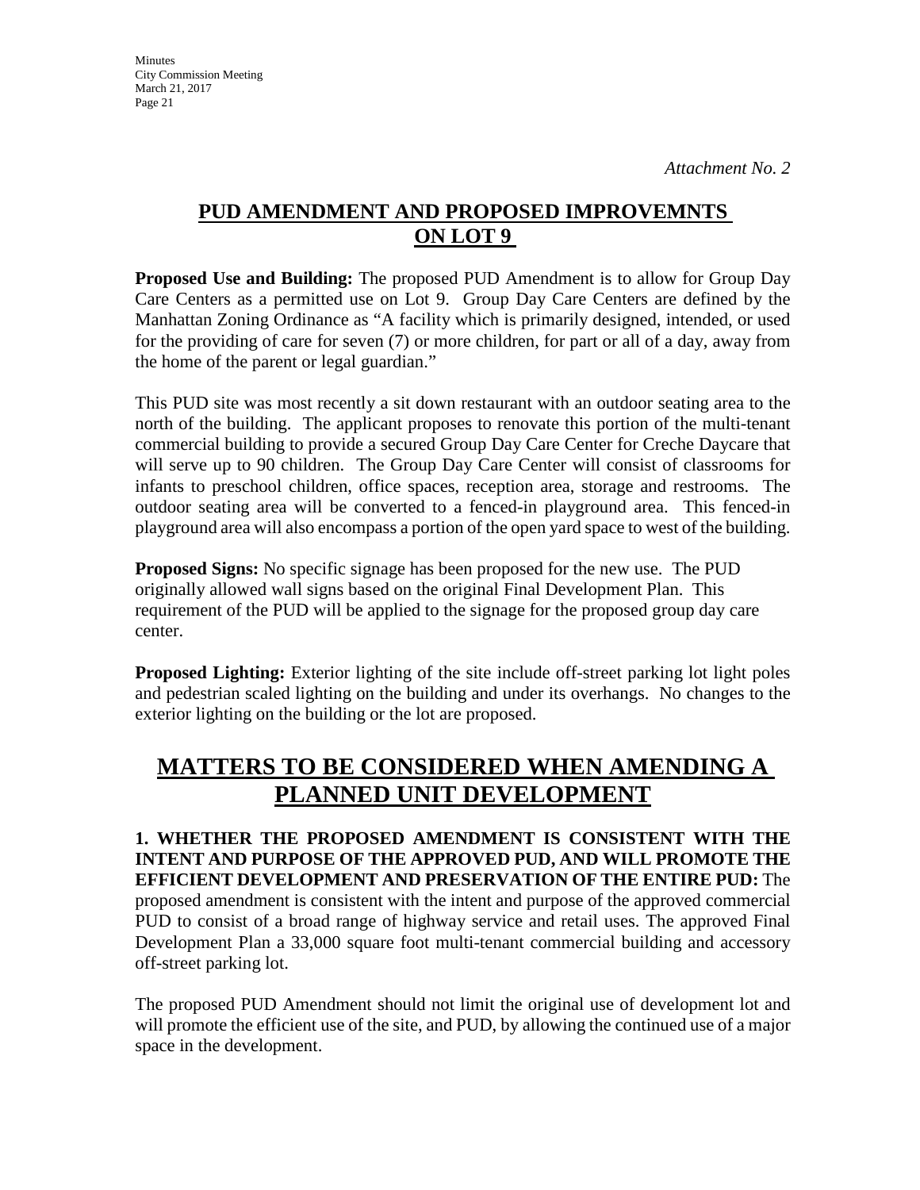*Attachment No. 2*

## PUD AMENDMENT AND PROPOSED IMPROVEMNTS ON LOT 9

**Proposed Use and Building:** The proposed PUD Amendment is to allow for Group Day Care Centers as a permitted use on Lot 9. Group Day Care Centers are defined by the Manhattan Zoning Ordinance as "A facility which is primarily designed, intended, or used for the providing of care for seven (7) or more children, for part or all of a day, away from the home of the parent or legal guardian."

This PUD site was most recently a sit down restaurant with an outdoor seating area to the north of the building. The applicant proposes to renovate this portion of the multi-tenant commercial building to provide a secured Group Day Care Center for Creche Daycare that will serve up to 90 children. The Group Day Care Center will consist of classrooms for infants to preschool children, office spaces, reception area, storage and restrooms. The outdoor seating area will be converted to a fenced-in playground area. This fenced-in playground area will also encompass a portion of the open yard space to west of the building.

**Proposed Signs:** No specific signage has been proposed for the new use. The PUD originally allowed wall signs based on the original Final Development Plan. This requirement of the PUD will be applied to the signage for the proposed group day care center.

**Proposed Lighting:** Exterior lighting of the site include off-street parking lot light poles and pedestrian scaled lighting on the building and under its overhangs. No changes to the exterior lighting on the building or the lot are proposed.

# MATTERS TO BE CONSIDERED WHEN AMENDING A PLANNED UNIT DEVELOPMENT

**1. WHETHER THE PROPOSED AMENDMENT IS CONSISTENT WITH THE INTENT AND PURPOSE OF THE APPROVED PUD, AND WILL PROMOTE THE EFFICIENT DEVELOPMENT AND PRESERVATION OF THE ENTIRE PUD:** The proposed amendment is consistent with the intent and purpose of the approved commercial PUD to consist of a broad range of highway service and retail uses. The approved Final Development Plan a 33,000 square foot multi-tenant commercial building and accessory off-street parking lot.

The proposed PUD Amendment should not limit the original use of development lot and will promote the efficient use of the site, and PUD, by allowing the continued use of a major space in the development.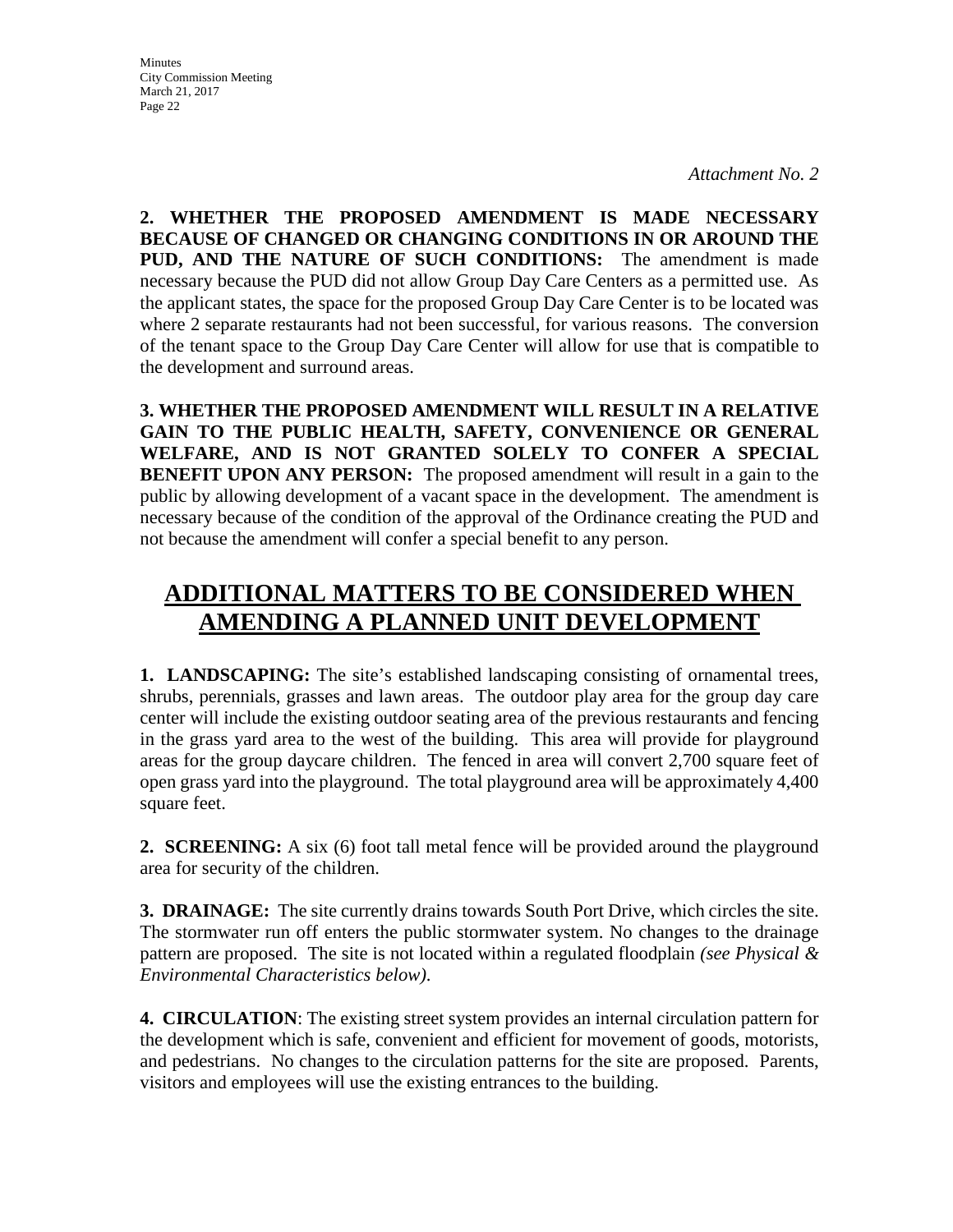*Attachment No. 2*

**2. WHETHER THE PROPOSED AMENDMENT IS MADE NECESSARY BECAUSE OF CHANGED OR CHANGING CONDITIONS IN OR AROUND THE PUD, AND THE NATURE OF SUCH CONDITIONS:** The amendment is made necessary because the PUD did not allow Group Day Care Centers as a permitted use. As the applicant states, the space for the proposed Group Day Care Center is to be located was where 2 separate restaurants had not been successful, for various reasons. The conversion of the tenant space to the Group Day Care Center will allow for use that is compatible to the development and surround areas.

**3. WHETHER THE PROPOSED AMENDMENT WILL RESULT IN A RELATIVE GAIN TO THE PUBLIC HEALTH, SAFETY, CONVENIENCE OR GENERAL WELFARE, AND IS NOT GRANTED SOLELY TO CONFER A SPECIAL BENEFIT UPON ANY PERSON:** The proposed amendment will result in a gain to the public by allowing development of a vacant space in the development. The amendment is necessary because of the condition of the approval of the Ordinance creating the PUD and not because the amendment will confer a special benefit to any person.

## ADDITIONAL MATTERS TO BE CONSIDERED WHEN AMENDING A PLANNED UNIT DEVELOPMENT

**1. LANDSCAPING:** The site's established landscaping consisting of ornamental trees, shrubs, perennials, grasses and lawn areas. The outdoor play area for the group day care center will include the existing outdoor seating area of the previous restaurants and fencing in the grass yard area to the west of the building. This area will provide for playground areas for the group daycare children. The fenced in area will convert 2,700 square feet of open grass yard into the playground. The total playground area will be approximately 4,400 square feet.

**2. SCREENING:** A six (6) foot tall metal fence will be provided around the playground area for security of the children.

**3. DRAINAGE:** The site currently drains towards South Port Drive, which circles the site. The stormwater run off enters the public stormwater system. No changes to the drainage pattern are proposed. The site is not located within a regulated floodplain *(see Physical & Environmental Characteristics below)*.

**4. CIRCULATION**: The existing street system provides an internal circulation pattern for the development which is safe, convenient and efficient for movement of goods, motorists, and pedestrians. No changes to the circulation patterns for the site are proposed. Parents, visitors and employees will use the existing entrances to the building.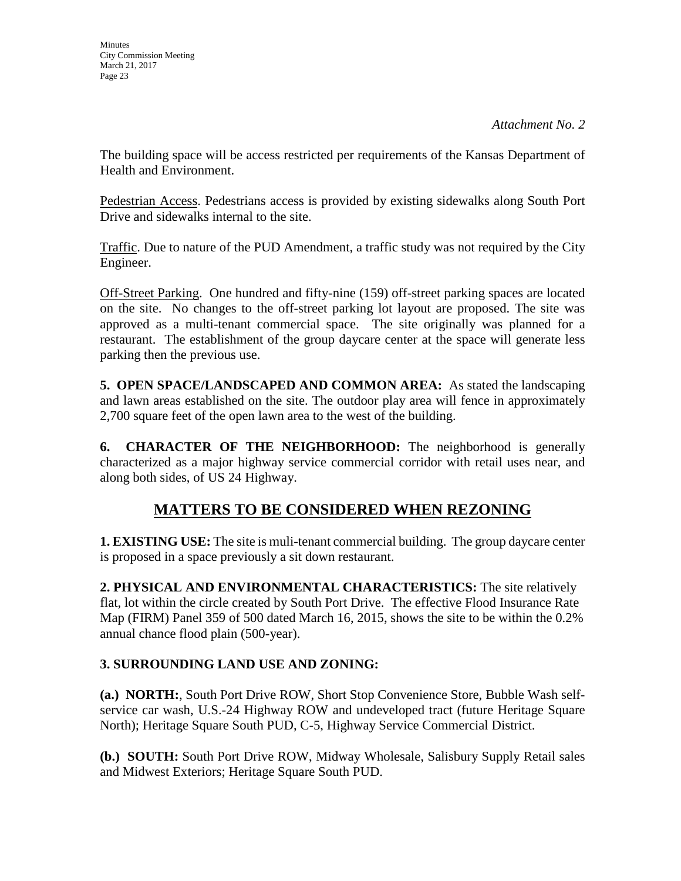*Attachment No. 2*

The building space will be access restricted per requirements of the Kansas Department of Health and Environment.

Pedestrian Access. Pedestrians access is provided by existing sidewalks along South Port Drive and sidewalks internal to the site.

Traffic. Due to nature of the PUD Amendment, a traffic study was not required by the City Engineer.

Off-Street Parking. One hundred and fifty-nine (159) off-street parking spaces are located on the site. No changes to the off-street parking lot layout are proposed. The site was approved as a multi-tenant commercial space. The site originally was planned for a restaurant. The establishment of the group daycare center at the space will generate less parking then the previous use.

**5. OPEN SPACE/LANDSCAPED AND COMMON AREA:** As stated the landscaping and lawn areas established on the site. The outdoor play area will fence in approximately 2,700 square feet of the open lawn area to the west of the building.

**6. CHARACTER OF THE NEIGHBORHOOD:** The neighborhood is generally characterized as a major highway service commercial corridor with retail uses near, and along both sides, of US 24 Highway.

## MATTERS TO BE CONSIDERED WHEN REZONING

**1. EXISTING USE:** The site is muli-tenant commercial building. The group daycare center is proposed in a space previously a sit down restaurant.

**2. PHYSICAL AND ENVIRONMENTAL CHARACTERISTICS:** The site relatively flat, lot within the circle created by South Port Drive. The effective Flood Insurance Rate Map (FIRM) Panel 359 of 500 dated March 16, 2015, shows the site to be within the 0.2% annual chance flood plain (500-year).

**3. SURROUNDING LAND USE AND ZONING:**

**(a.) NORTH:**, South Port Drive ROW, Short Stop Convenience Store, Bubble Wash self-service car wash, U.S.-24 Highway ROW and undeveloped tract (future Heritage Square North); Heritage Square South PUD, C-5, Highway Service Commercial District.

**(b.) SOUTH:** South Port Drive ROW, Midway Wholesale, Salisbury Supply Retail sales and Midwest Exteriors; Heritage Square South PUD.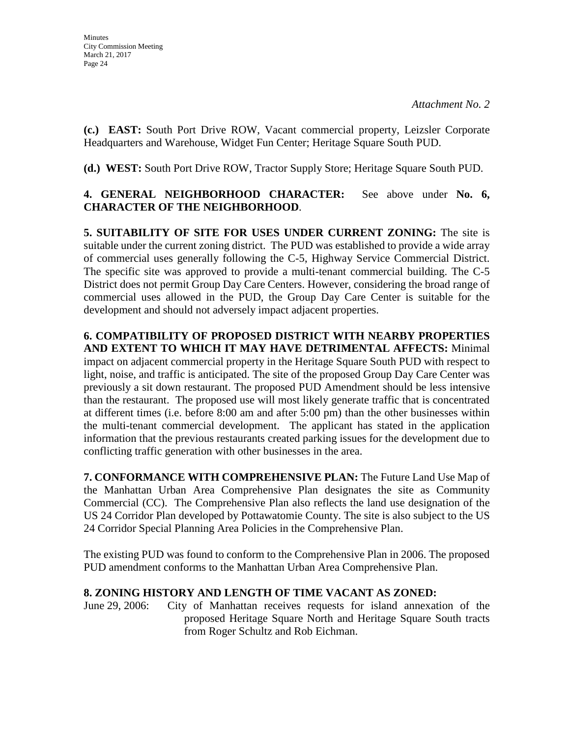*Attachment No. 2*

**(c.) EAST:** South Port Drive ROW, Vacant commercial property, Leizsler Corporate Headquarters and Warehouse, Widget Fun Center; Heritage Square South PUD.

**(d.) WEST:** South Port Drive ROW, Tractor Supply Store; Heritage Square South PUD.

**4. GENERAL NEIGHBORHOOD CHARACTER:** See above under **No. 6, CHARACTER OF THE NEIGHBORHOOD**.

**5. SUITABILITY OF SITE FOR USES UNDER CURRENT ZONING:** The site is suitable under the current zoning district. The PUD was established to provide a wide array of commercial uses generally following the C-5, Highway Service Commercial District. The specific site was approved to provide a multi-tenant commercial building. The C-5 District does not permit Group Day Care Centers. However, considering the broad range of commercial uses allowed in the PUD, the Group Day Care Center is suitable for the development and should not adversely impact adjacent properties.

**6. COMPATIBILITY OF PROPOSED DISTRICT WITH NEARBY PROPERTIES AND EXTENT TO WHICH IT MAY HAVE DETRIMENTAL AFFECTS:** Minimal impact on adjacent commercial property in the Heritage Square South PUD with respect to light, noise, and traffic is anticipated. The site of the proposed Group Day Care Center was previously a sit down restaurant. The proposed PUD Amendment should be less intensive than the restaurant. The proposed use will most likely generate traffic that is concentrated at different times (i.e. before 8:00 am and after 5:00 pm) than the other businesses within the multi-tenant commercial development. The applicant has stated in the application information that the previous restaurants created parking issues for the development due to conflicting traffic generation with other businesses in the area.

**7. CONFORMANCE WITH COMPREHENSIVE PLAN:** The Future Land Use Map of the Manhattan Urban Area Comprehensive Plan designates the site as Community Commercial (CC). The Comprehensive Plan also reflects the land use designation of the US 24 Corridor Plan developed by Pottawatomie County. The site is also subject to the US 24 Corridor Special Planning Area Policies in the Comprehensive Plan.

The existing PUD was found to conform to the Comprehensive Plan in 2006. The proposed PUD amendment conforms to the Manhattan Urban Area Comprehensive Plan.

**8. ZONING HISTORY AND LENGTH OF TIME VACANT AS ZONED:**

June 29, 2006: City of Manhattan receives requests for island annexation of the proposed Heritage Square North and Heritage Square South tracts from Roger Schultz and Rob Eichman.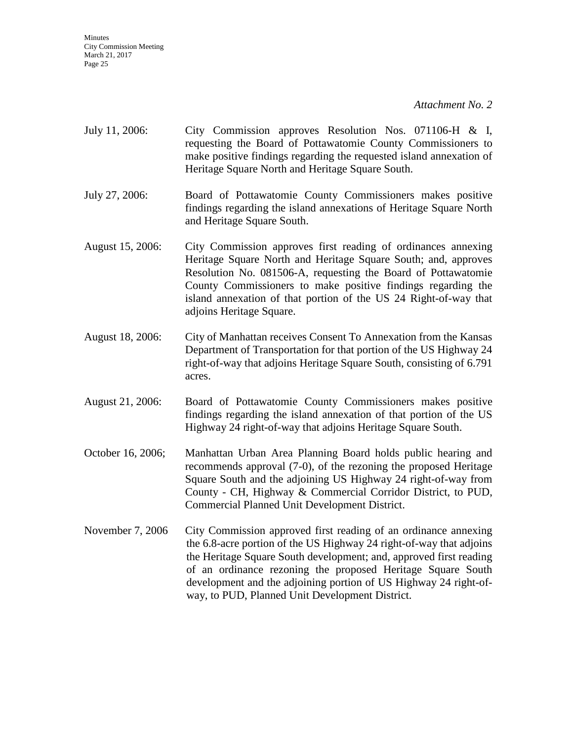*Attachment No. 2*

July 11, 2006: City Commission approves Resolution Nos. 071106-H & I, requesting the Board of Pottawatomie County Commissioners to make positive findings regarding the requested island annexation of Heritage Square North and Heritage Square South.

July 27, 2006: Board of Pottawatomie County Commissioners makes positive findings regarding the island annexations of Heritage Square North and Heritage Square South.

August 15, 2006: City Commission approves first reading of ordinances annexing Heritage Square North and Heritage Square South; and, approves Resolution No. 081506-A, requesting the Board of Pottawatomie County Commissioners to make positive findings regarding the island annexation of that portion of the US 24 Right-of-way that adjoins Heritage Square.

August 18, 2006: City of Manhattan receives Consent To Annexation from the Kansas Department of Transportation for that portion of the US Highway 24 right-of-way that adjoins Heritage Square South, consisting of 6.791 acres.

August 21, 2006: Board of Pottawatomie County Commissioners makes positive findings regarding the island annexation of that portion of the US Highway 24 right-of-way that adjoins Heritage Square South.

October 16, 2006; Manhattan Urban Area Planning Board holds public hearing and recommends approval (7-0), of the rezoning the proposed Heritage Square South and the adjoining US Highway 24 right-of-way from County - CH, Highway & Commercial Corridor District, to PUD, Commercial Planned Unit Development District.

November 7, 2006 City Commission approved first reading of an ordinance annexing the 6.8-acre portion of the US Highway 24 right-of-way that adjoins the Heritage Square South development; and, approved first reading of an ordinance rezoning the proposed Heritage Square South development and the adjoining portion of US Highway 24 right-of-way, to PUD, Planned Unit Development District.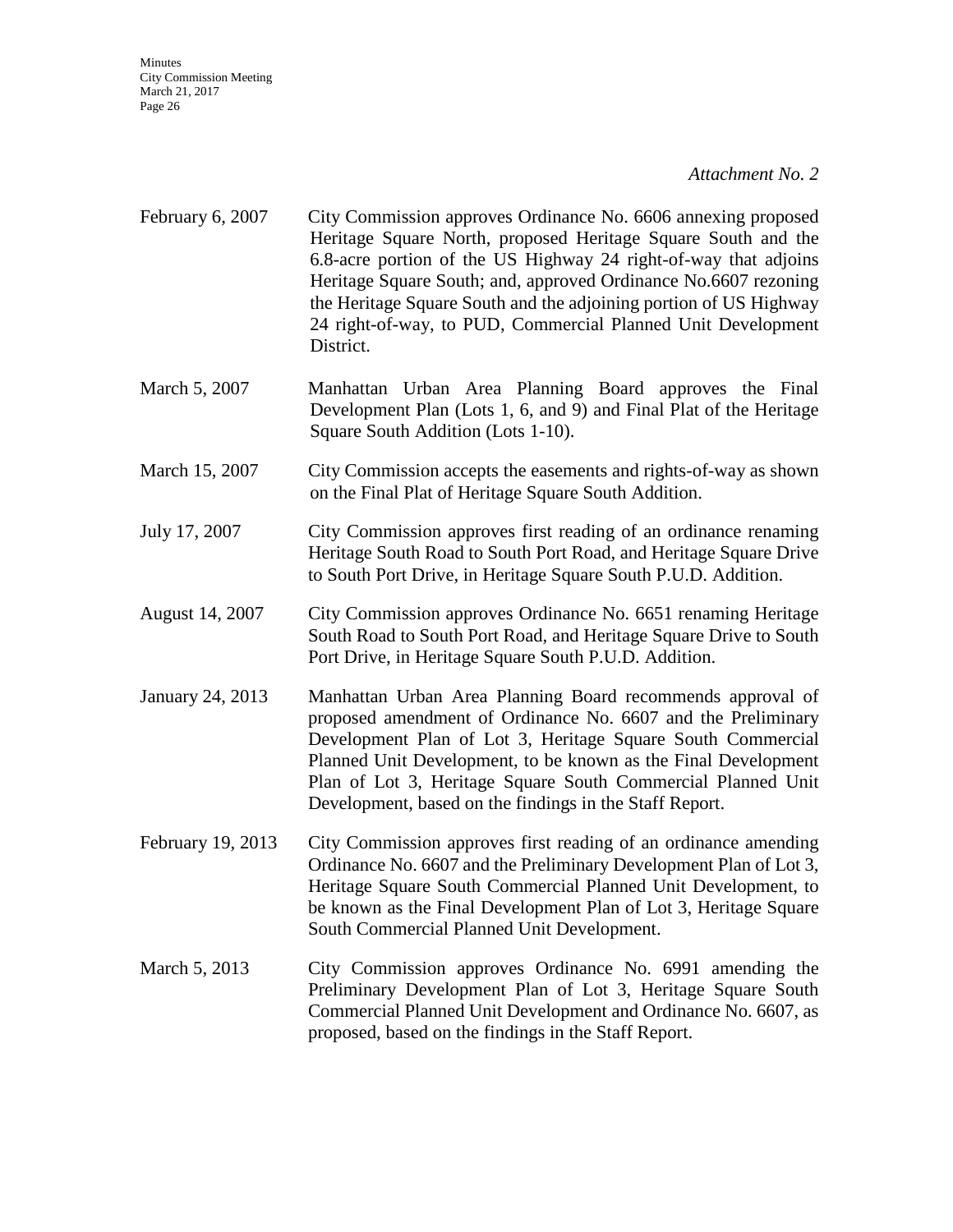*Attachment No. 2*

February 6, 2007 City Commission approves Ordinance No. 6606 annexing proposed Heritage Square North, proposed Heritage Square South and the 6.8-acre portion of the US Highway 24 right-of-way that adjoins Heritage Square South; and, approved Ordinance No.6607 rezoning the Heritage Square South and the adjoining portion of US Highway 24 right-of-way, to PUD, Commercial Planned Unit Development District.

March 5, 2007 Manhattan Urban Area Planning Board approves the Final Development Plan (Lots 1, 6, and 9) and Final Plat of the Heritage Square South Addition (Lots 1-10).

March 15, 2007 City Commission accepts the easements and rights-of-way as shown on the Final Plat of Heritage Square South Addition.

July 17, 2007 City Commission approves first reading of an ordinance renaming Heritage South Road to South Port Road, and Heritage Square Drive to South Port Drive, in Heritage Square South P.U.D. Addition.

August 14, 2007 City Commission approves Ordinance No. 6651 renaming Heritage South Road to South Port Road, and Heritage Square Drive to South Port Drive, in Heritage Square South P.U.D. Addition.

January 24, 2013 Manhattan Urban Area Planning Board recommends approval of proposed amendment of Ordinance No. 6607 and the Preliminary Development Plan of Lot 3, Heritage Square South Commercial Planned Unit Development, to be known as the Final Development Plan of Lot 3, Heritage Square South Commercial Planned Unit Development, based on the findings in the Staff Report.

February 19, 2013 City Commission approves first reading of an ordinance amending Ordinance No. 6607 and the Preliminary Development Plan of Lot 3, Heritage Square South Commercial Planned Unit Development, to be known as the Final Development Plan of Lot 3, Heritage Square South Commercial Planned Unit Development.

March 5, 2013 City Commission approves Ordinance No. 6991 amending the Preliminary Development Plan of Lot 3, Heritage Square South Commercial Planned Unit Development and Ordinance No. 6607, as proposed, based on the findings in the Staff Report.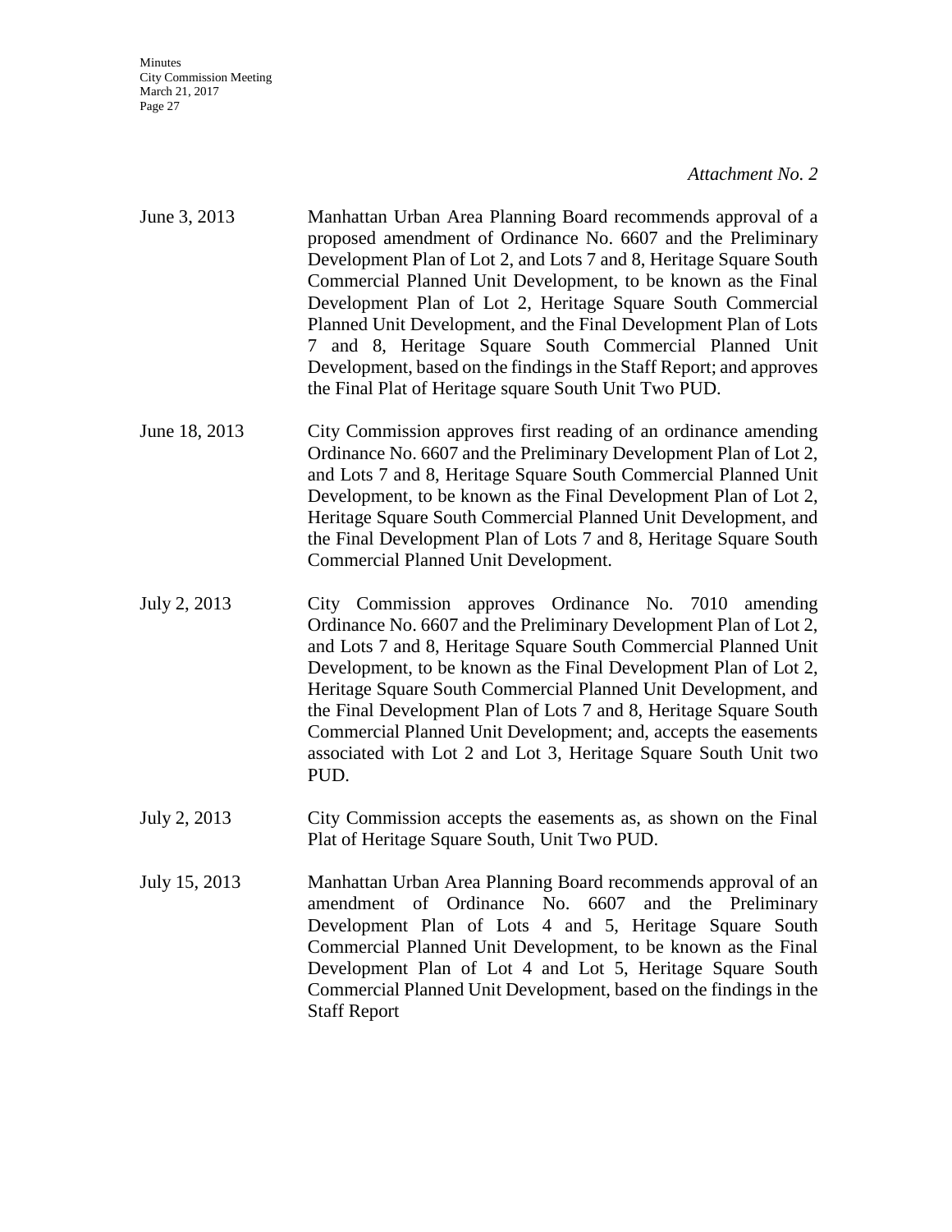*Attachment No. 2*

June 3, 2013 Manhattan Urban Area Planning Board recommends approval of a proposed amendment of Ordinance No. 6607 and the Preliminary Development Plan of Lot 2, and Lots 7 and 8, Heritage Square South Commercial Planned Unit Development, to be known as the Final Development Plan of Lot 2, Heritage Square South Commercial Planned Unit Development, and the Final Development Plan of Lots 7 and 8, Heritage Square South Commercial Planned Unit Development, based on the findings in the Staff Report; and approves the Final Plat of Heritage square South Unit Two PUD.

June 18, 2013 City Commission approves first reading of an ordinance amending Ordinance No. 6607 and the Preliminary Development Plan of Lot 2, and Lots 7 and 8, Heritage Square South Commercial Planned Unit Development, to be known as the Final Development Plan of Lot 2, Heritage Square South Commercial Planned Unit Development, and the Final Development Plan of Lots 7 and 8, Heritage Square South Commercial Planned Unit Development.

July 2, 2013 City Commission approves Ordinance No. 7010 amending Ordinance No. 6607 and the Preliminary Development Plan of Lot 2, and Lots 7 and 8, Heritage Square South Commercial Planned Unit Development, to be known as the Final Development Plan of Lot 2, Heritage Square South Commercial Planned Unit Development, and the Final Development Plan of Lots 7 and 8, Heritage Square South Commercial Planned Unit Development; and, accepts the easements associated with Lot 2 and Lot 3, Heritage Square South Unit two PUD.

July 2, 2013 City Commission accepts the easements as, as shown on the Final Plat of Heritage Square South, Unit Two PUD.

July 15, 2013 Manhattan Urban Area Planning Board recommends approval of an amendment of Ordinance No. 6607 and the Preliminary Development Plan of Lots 4 and 5, Heritage Square South Commercial Planned Unit Development, to be known as the Final Development Plan of Lot 4 and Lot 5, Heritage Square South Commercial Planned Unit Development, based on the findings in the Staff Report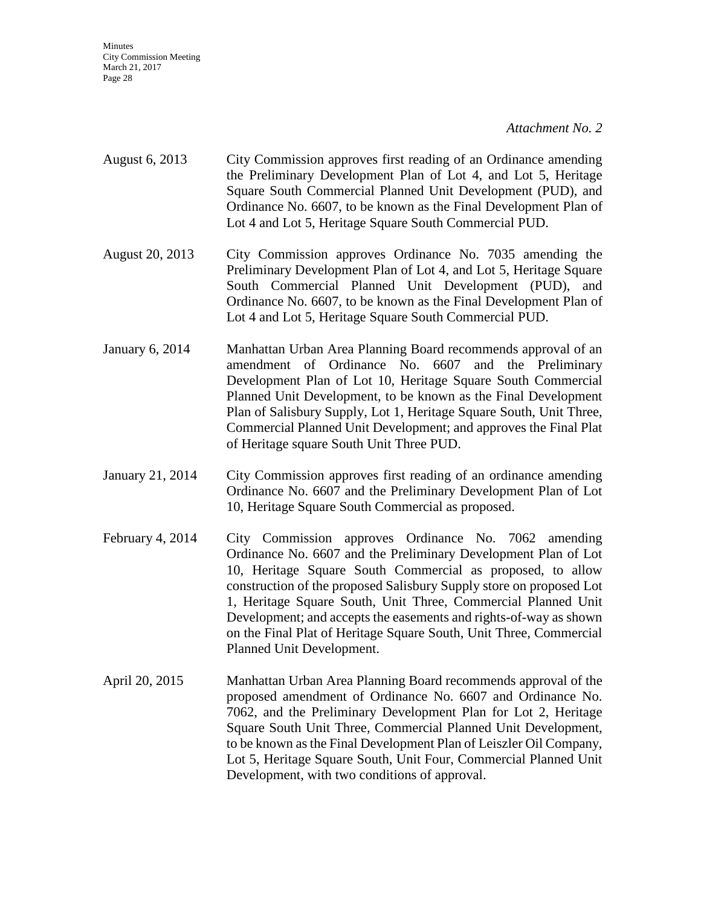*Attachment No. 2*

| | |
|---|---|
| August 6, 2013 | City Commission approves first reading of an Ordinance amending the Preliminary Development Plan of Lot 4, and Lot 5, Heritage Square South Commercial Planned Unit Development (PUD), and Ordinance No. 6607, to be known as the Final Development Plan of Lot 4 and Lot 5, Heritage Square South Commercial PUD. |
| August 20, 2013 | City Commission approves Ordinance No. 7035 amending the Preliminary Development Plan of Lot 4, and Lot 5, Heritage Square South Commercial Planned Unit Development (PUD), and Ordinance No. 6607, to be known as the Final Development Plan of Lot 4 and Lot 5, Heritage Square South Commercial PUD. |
| January 6, 2014 | Manhattan Urban Area Planning Board recommends approval of an amendment of Ordinance No. 6607 and the Preliminary Development Plan of Lot 10, Heritage Square South Commercial Planned Unit Development, to be known as the Final Development Plan of Salisbury Supply, Lot 1, Heritage Square South, Unit Three, Commercial Planned Unit Development; and approves the Final Plat of Heritage square South Unit Three PUD. |
| January 21, 2014 | City Commission approves first reading of an ordinance amending Ordinance No. 6607 and the Preliminary Development Plan of Lot 10, Heritage Square South Commercial as proposed. |
| February 4, 2014 | City Commission approves Ordinance No. 7062 amending Ordinance No. 6607 and the Preliminary Development Plan of Lot 10, Heritage Square South Commercial as proposed, to allow construction of the proposed Salisbury Supply store on proposed Lot 1, Heritage Square South, Unit Three, Commercial Planned Unit Development; and accepts the easements and rights-of-way as shown on the Final Plat of Heritage Square South, Unit Three, Commercial Planned Unit Development. |
| April 20, 2015 | Manhattan Urban Area Planning Board recommends approval of the proposed amendment of Ordinance No. 6607 and Ordinance No. 7062, and the Preliminary Development Plan for Lot 2, Heritage Square South Unit Three, Commercial Planned Unit Development, to be known as the Final Development Plan of Leiszler Oil Company, Lot 5, Heritage Square South, Unit Four, Commercial Planned Unit Development, with two conditions of approval. |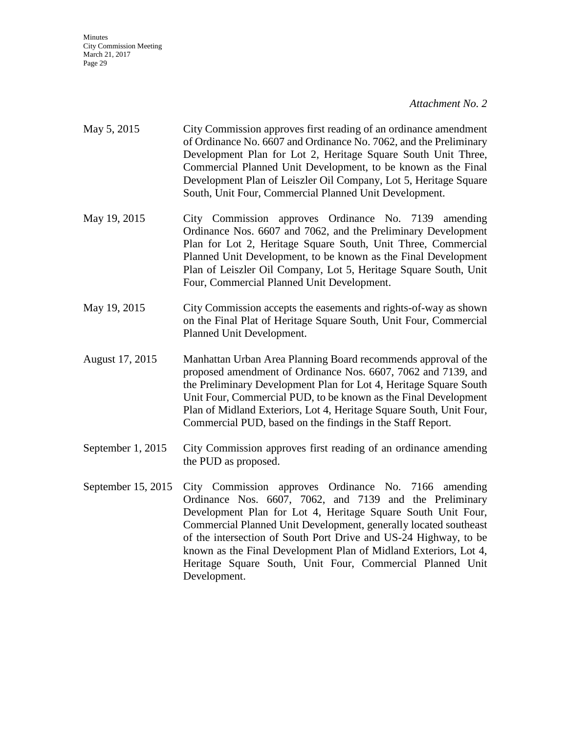*Attachment No. 2*

| | |
|---|---|
| May 5, 2015 | City Commission approves first reading of an ordinance amendment of Ordinance No. 6607 and Ordinance No. 7062, and the Preliminary Development Plan for Lot 2, Heritage Square South Unit Three, Commercial Planned Unit Development, to be known as the Final Development Plan of Leiszler Oil Company, Lot 5, Heritage Square South, Unit Four, Commercial Planned Unit Development. |
| May 19, 2015 | City Commission approves Ordinance No. 7139 amending Ordinance Nos. 6607 and 7062, and the Preliminary Development Plan for Lot 2, Heritage Square South, Unit Three, Commercial Planned Unit Development, to be known as the Final Development Plan of Leiszler Oil Company, Lot 5, Heritage Square South, Unit Four, Commercial Planned Unit Development. |
| May 19, 2015 | City Commission accepts the easements and rights-of-way as shown on the Final Plat of Heritage Square South, Unit Four, Commercial Planned Unit Development. |
| August 17, 2015 | Manhattan Urban Area Planning Board recommends approval of the proposed amendment of Ordinance Nos. 6607, 7062 and 7139, and the Preliminary Development Plan for Lot 4, Heritage Square South Unit Four, Commercial PUD, to be known as the Final Development Plan of Midland Exteriors, Lot 4, Heritage Square South, Unit Four, Commercial PUD, based on the findings in the Staff Report. |
| September 1, 2015 | City Commission approves first reading of an ordinance amending the PUD as proposed. |
| September 15, 2015 | City Commission approves Ordinance No. 7166 amending Ordinance Nos. 6607, 7062, and 7139 and the Preliminary Development Plan for Lot 4, Heritage Square South Unit Four, Commercial Planned Unit Development, generally located southeast of the intersection of South Port Drive and US-24 Highway, to be known as the Final Development Plan of Midland Exteriors, Lot 4, Heritage Square South, Unit Four, Commercial Planned Unit Development. |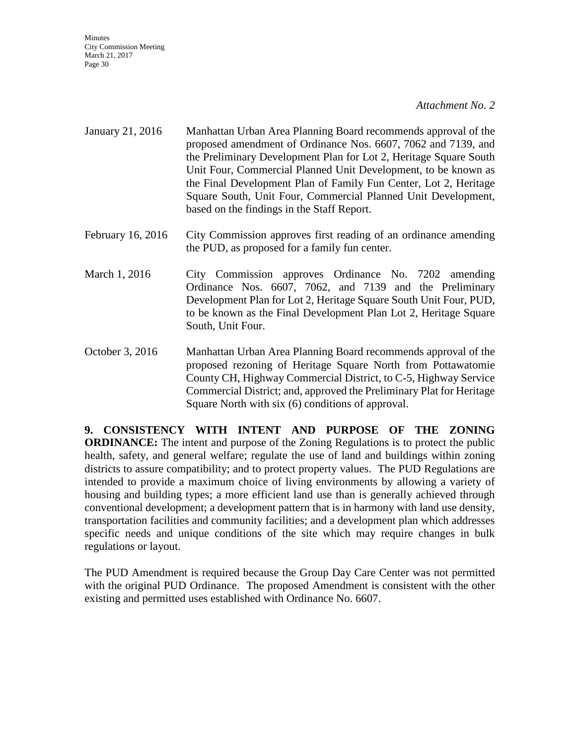*Attachment No. 2*

| | |
|---|---|
| January 21, 2016 | Manhattan Urban Area Planning Board recommends approval of the proposed amendment of Ordinance Nos. 6607, 7062 and 7139, and the Preliminary Development Plan for Lot 2, Heritage Square South Unit Four, Commercial Planned Unit Development, to be known as the Final Development Plan of Family Fun Center, Lot 2, Heritage Square South, Unit Four, Commercial Planned Unit Development, based on the findings in the Staff Report. |
| February 16, 2016 | City Commission approves first reading of an ordinance amending the PUD, as proposed for a family fun center. |
| March 1, 2016 | City Commission approves Ordinance No. 7202 amending Ordinance Nos. 6607, 7062, and 7139 and the Preliminary Development Plan for Lot 2, Heritage Square South Unit Four, PUD, to be known as the Final Development Plan Lot 2, Heritage Square South, Unit Four. |
| October 3, 2016 | Manhattan Urban Area Planning Board recommends approval of the proposed rezoning of Heritage Square North from Pottawatomie County CH, Highway Commercial District, to C-5, Highway Service Commercial District; and, approved the Preliminary Plat for Heritage Square North with six (6) conditions of approval. |

**9. CONSISTENCY WITH INTENT AND PURPOSE OF THE ZONING ORDINANCE:** The intent and purpose of the Zoning Regulations is to protect the public health, safety, and general welfare; regulate the use of land and buildings within zoning districts to assure compatibility; and to protect property values. The PUD Regulations are intended to provide a maximum choice of living environments by allowing a variety of housing and building types; a more efficient land use than is generally achieved through conventional development; a development pattern that is in harmony with land use density, transportation facilities and community facilities; and a development plan which addresses specific needs and unique conditions of the site which may require changes in bulk regulations or layout.

The PUD Amendment is required because the Group Day Care Center was not permitted with the original PUD Ordinance. The proposed Amendment is consistent with the other existing and permitted uses established with Ordinance No. 6607.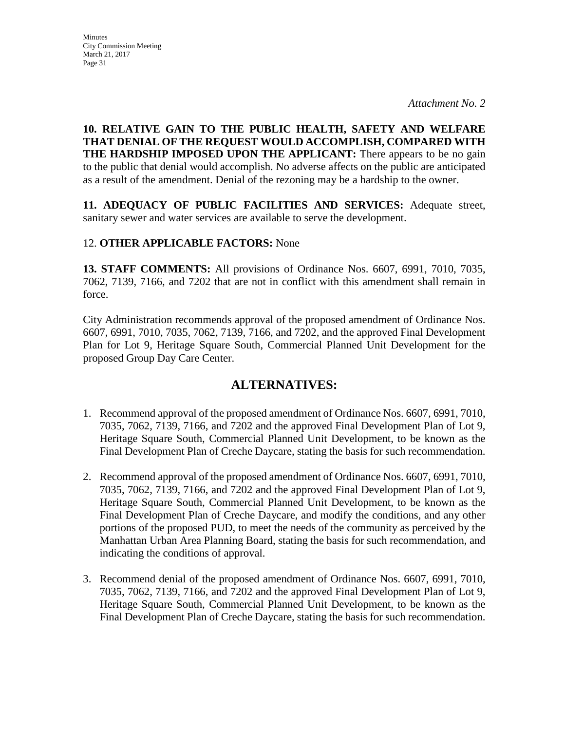*Attachment No. 2*

**10. RELATIVE GAIN TO THE PUBLIC HEALTH, SAFETY AND WELFARE THAT DENIAL OF THE REQUEST WOULD ACCOMPLISH, COMPARED WITH THE HARDSHIP IMPOSED UPON THE APPLICANT:** There appears to be no gain to the public that denial would accomplish. No adverse affects on the public are anticipated as a result of the amendment. Denial of the rezoning may be a hardship to the owner.

**11. ADEQUACY OF PUBLIC FACILITIES AND SERVICES:** Adequate street, sanitary sewer and water services are available to serve the development.

12. **OTHER APPLICABLE FACTORS:** None

**13. STAFF COMMENTS:** All provisions of Ordinance Nos. 6607, 6991, 7010, 7035, 7062, 7139, 7166, and 7202 that are not in conflict with this amendment shall remain in force.

City Administration recommends approval of the proposed amendment of Ordinance Nos. 6607, 6991, 7010, 7035, 7062, 7139, 7166, and 7202, and the approved Final Development Plan for Lot 9, Heritage Square South, Commercial Planned Unit Development for the proposed Group Day Care Center.

## ALTERNATIVES:

1. Recommend approval of the proposed amendment of Ordinance Nos. 6607, 6991, 7010, 7035, 7062, 7139, 7166, and 7202 and the approved Final Development Plan of Lot 9, Heritage Square South, Commercial Planned Unit Development, to be known as the Final Development Plan of Creche Daycare, stating the basis for such recommendation.

2. Recommend approval of the proposed amendment of Ordinance Nos. 6607, 6991, 7010, 7035, 7062, 7139, 7166, and 7202 and the approved Final Development Plan of Lot 9, Heritage Square South, Commercial Planned Unit Development, to be known as the Final Development Plan of Creche Daycare, and modify the conditions, and any other portions of the proposed PUD, to meet the needs of the community as perceived by the Manhattan Urban Area Planning Board, stating the basis for such recommendation, and indicating the conditions of approval.

3. Recommend denial of the proposed amendment of Ordinance Nos. 6607, 6991, 7010, 7035, 7062, 7139, 7166, and 7202 and the approved Final Development Plan of Lot 9, Heritage Square South, Commercial Planned Unit Development, to be known as the Final Development Plan of Creche Daycare, stating the basis for such recommendation.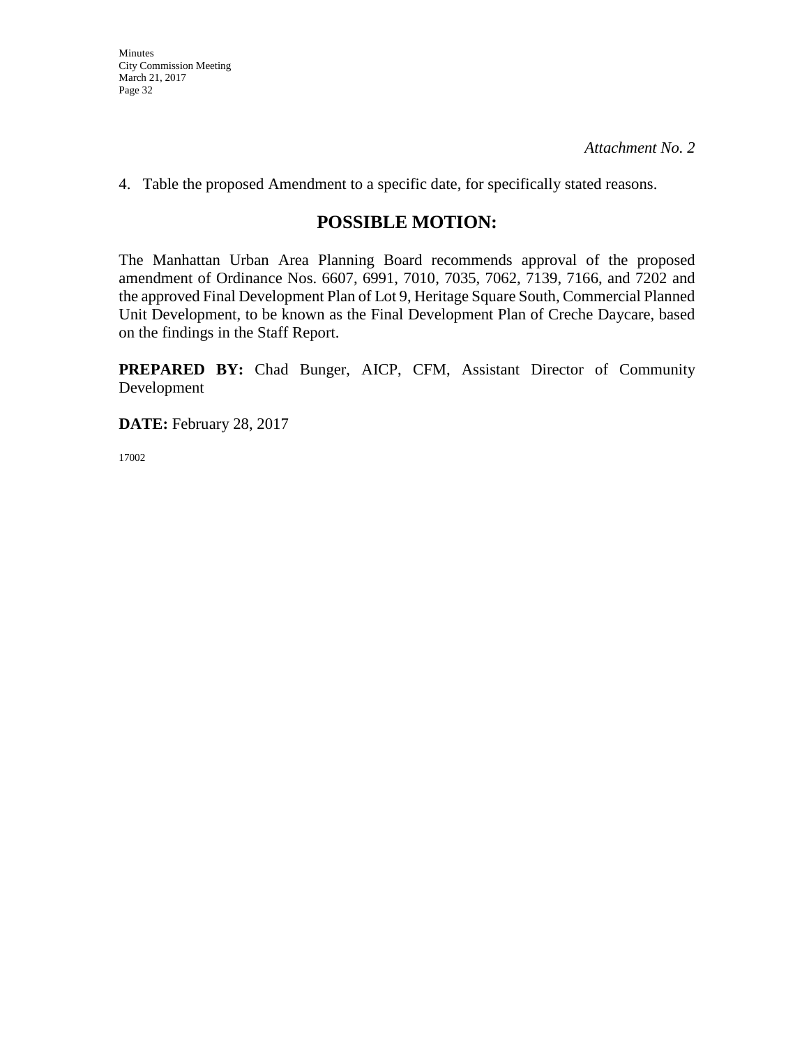*Attachment No. 2*

4. Table the proposed Amendment to a specific date, for specifically stated reasons.

## POSSIBLE MOTION:

The Manhattan Urban Area Planning Board recommends approval of the proposed amendment of Ordinance Nos. 6607, 6991, 7010, 7035, 7062, 7139, 7166, and 7202 and the approved Final Development Plan of Lot 9, Heritage Square South, Commercial Planned Unit Development, to be known as the Final Development Plan of Creche Daycare, based on the findings in the Staff Report.

**PREPARED BY:** Chad Bunger, AICP, CFM, Assistant Director of Community Development

**DATE:** February 28, 2017

17002